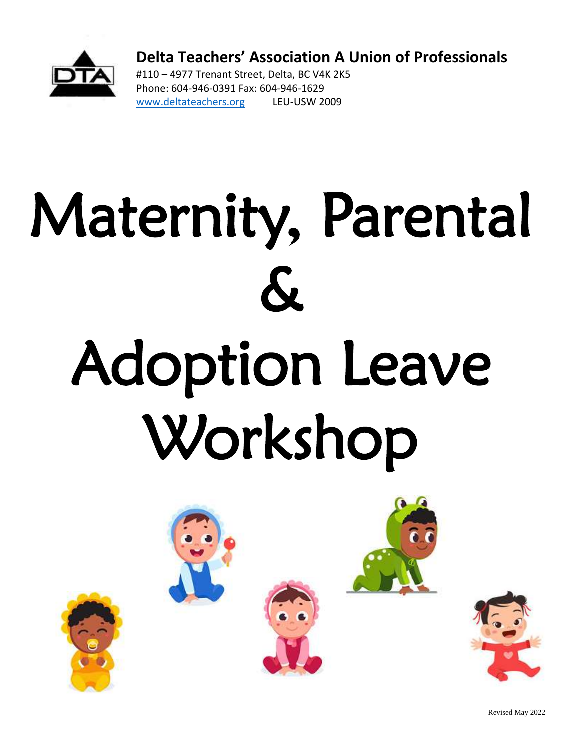**Delta Teachers' Association A Union of Professionals**

#110 – 4977 Trenant Street, Delta, BC V4K 2K5
Phone: 604-946-0391 Fax: 604-946-1629
www.deltateachers.org LEU-USW 2009

# Maternity, Parental & Adoption Leave Workshop

Revised May 2022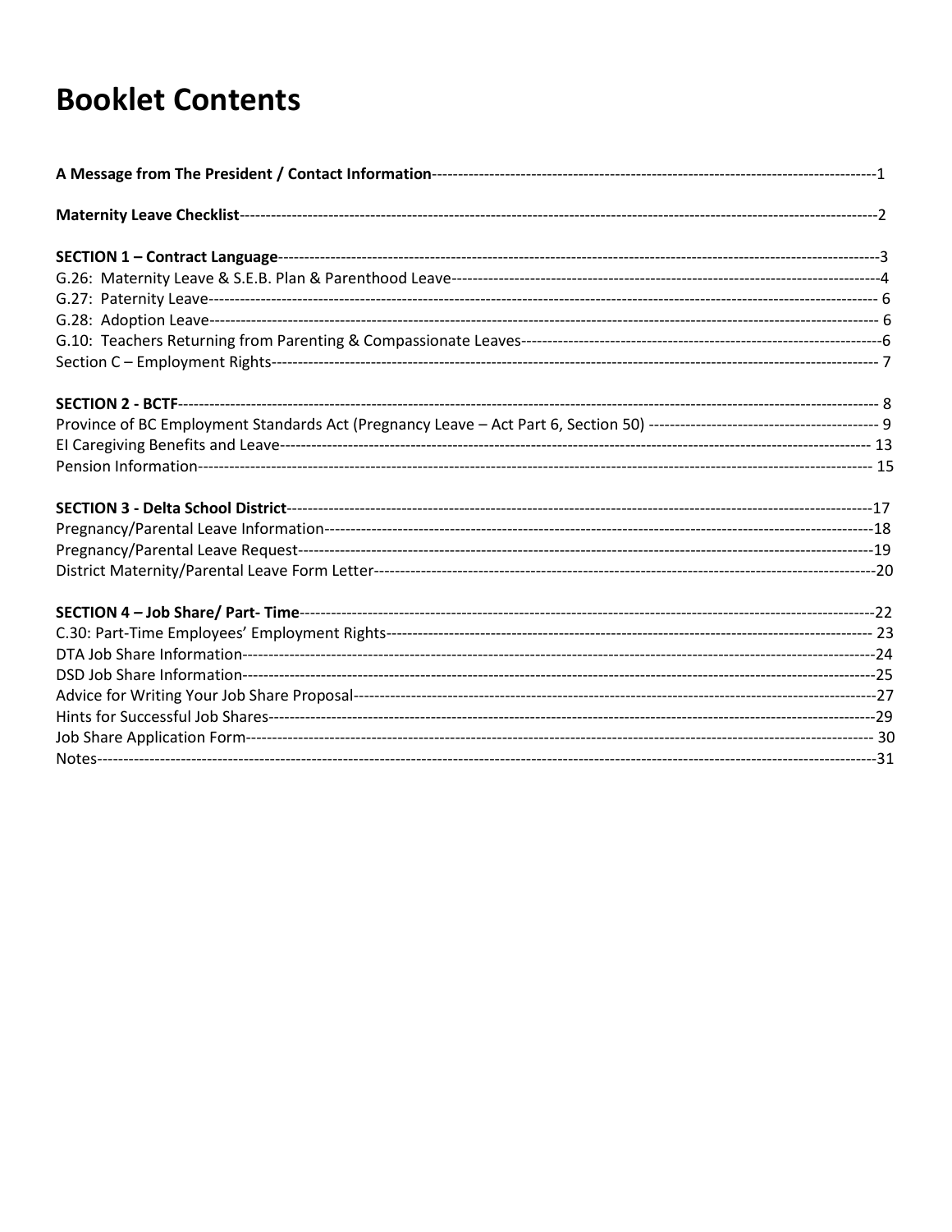# Booklet Contents

**A Message from The President / Contact Information**------------------------------------------------------------------------------------1

**Maternity Leave Checklist**------------------------------------------------------------------------------------------------------------------2

**SECTION 1 – Contract Language**------------------------------------------------------------------------------------------------------------3
G.26: Maternity Leave & S.E.B. Plan & Parenthood Leave--------------------------------------------------------------------------------4
G.27: Paternity Leave----------------------------------------------------------------------------------------------------------------------------- 6
G.28: Adoption Leave----------------------------------------------------------------------------------------------------------------------------- 6
G.10: Teachers Returning from Parenting & Compassionate Leaves-------------------------------------------------------------------6
Section C – Employment Rights---------------------------------------------------------------------------------------------------------------- 7

**SECTION 2 - BCTF**------------------------------------------------------------------------------------------------------------------------------- 8
Province of BC Employment Standards Act (Pregnancy Leave – Act Part 6, Section 50) ------------------------------------------ 9
EI Caregiving Benefits and Leave------------------------------------------------------------------------------------------------------------- 13
Pension Information----------------------------------------------------------------------------------------------------------------------------- 15

**SECTION 3 - Delta School District**-----------------------------------------------------------------------------------------------------------17
Pregnancy/Parental Leave Information-------------------------------------------------------------------------------------------------------18
Pregnancy/Parental Leave Request-----------------------------------------------------------------------------------------------------------19
District Maternity/Parental Leave Form Letter---------------------------------------------------------------------------------------------20

**SECTION 4 – Job Share/ Part- Time**-----------------------------------------------------------------------------------------------------------22
C.30: Part-Time Employees' Employment Rights------------------------------------------------------------------------------------------ 23
DTA Job Share Information----------------------------------------------------------------------------------------------------------------------24
DSD Job Share Information----------------------------------------------------------------------------------------------------------------------25
Advice for Writing Your Job Share Proposal--------------------------------------------------------------------------------------------------27
Hints for Successful Job Shares-----------------------------------------------------------------------------------------------------------------29
Job Share Application Form---------------------------------------------------------------------------------------------------------------------- 30
Notes---------------------------------------------------------------------------------------------------------------------------------------------------31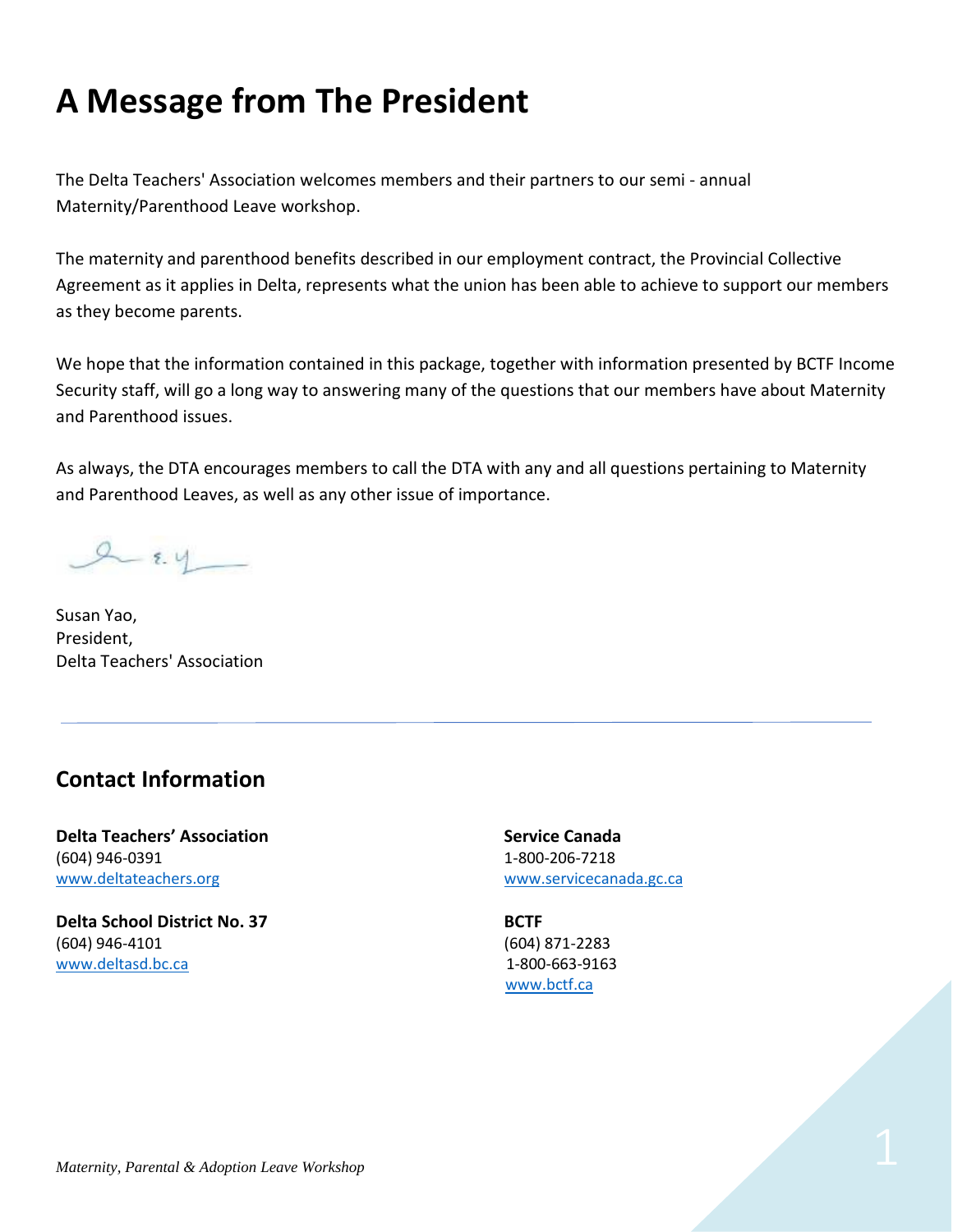# A Message from The President

The Delta Teachers' Association welcomes members and their partners to our semi - annual Maternity/Parenthood Leave workshop.

The maternity and parenthood benefits described in our employment contract, the Provincial Collective Agreement as it applies in Delta, represents what the union has been able to achieve to support our members as they become parents.

We hope that the information contained in this package, together with information presented by BCTF Income Security staff, will go a long way to answering many of the questions that our members have about Maternity and Parenthood issues.

As always, the DTA encourages members to call the DTA with any and all questions pertaining to Maternity and Parenthood Leaves, as well as any other issue of importance.

Susan Yao,
President,
Delta Teachers' Association

## Contact Information

**Delta Teachers' Association**
(604) 946-0391
www.deltateachers.org

**Delta School District No. 37**
(604) 946-4101
www.deltasd.bc.ca

**Service Canada**
1-800-206-7218
www.servicecanada.gc.ca

**BCTF**
(604) 871-2283
1-800-663-9163
www.bctf.ca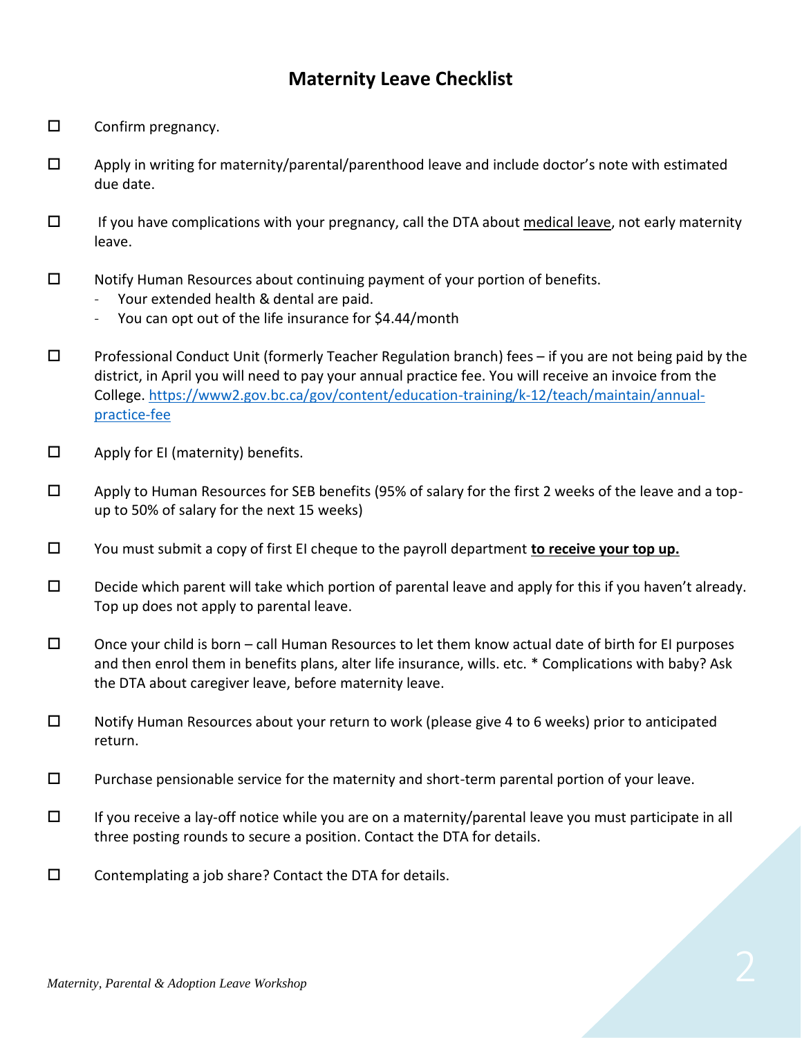# Maternity Leave Checklist

- [ ] Confirm pregnancy.
- [ ] Apply in writing for maternity/parental/parenthood leave and include doctor's note with estimated due date.
- [ ] If you have complications with your pregnancy, call the DTA about <u>medical leave</u>, not early maternity leave.
- [ ] Notify Human Resources about continuing payment of your portion of benefits.
  - Your extended health & dental are paid.
  - You can opt out of the life insurance for $4.44/month
- [ ] Professional Conduct Unit (formerly Teacher Regulation branch) fees – if you are not being paid by the district, in April you will need to pay your annual practice fee. You will receive an invoice from the College. [https://www2.gov.bc.ca/gov/content/education-training/k-12/teach/maintain/annual-practice-fee](https://www2.gov.bc.ca/gov/content/education-training/k-12/teach/maintain/annual-practice-fee)
- [ ] Apply for EI (maternity) benefits.
- [ ] Apply to Human Resources for SEB benefits (95% of salary for the first 2 weeks of the leave and a top-up to 50% of salary for the next 15 weeks)
- [ ] You must submit a copy of first EI cheque to the payroll department **<u>to receive your top up.</u>**
- [ ] Decide which parent will take which portion of parental leave and apply for this if you haven't already. Top up does not apply to parental leave.
- [ ] Once your child is born – call Human Resources to let them know actual date of birth for EI purposes and then enrol them in benefits plans, alter life insurance, wills. etc. * Complications with baby? Ask the DTA about caregiver leave, before maternity leave.
- [ ] Notify Human Resources about your return to work (please give 4 to 6 weeks) prior to anticipated return.
- [ ] Purchase pensionable service for the maternity and short-term parental portion of your leave.
- [ ] If you receive a lay-off notice while you are on a maternity/parental leave you must participate in all three posting rounds to secure a position. Contact the DTA for details.
- [ ] Contemplating a job share? Contact the DTA for details.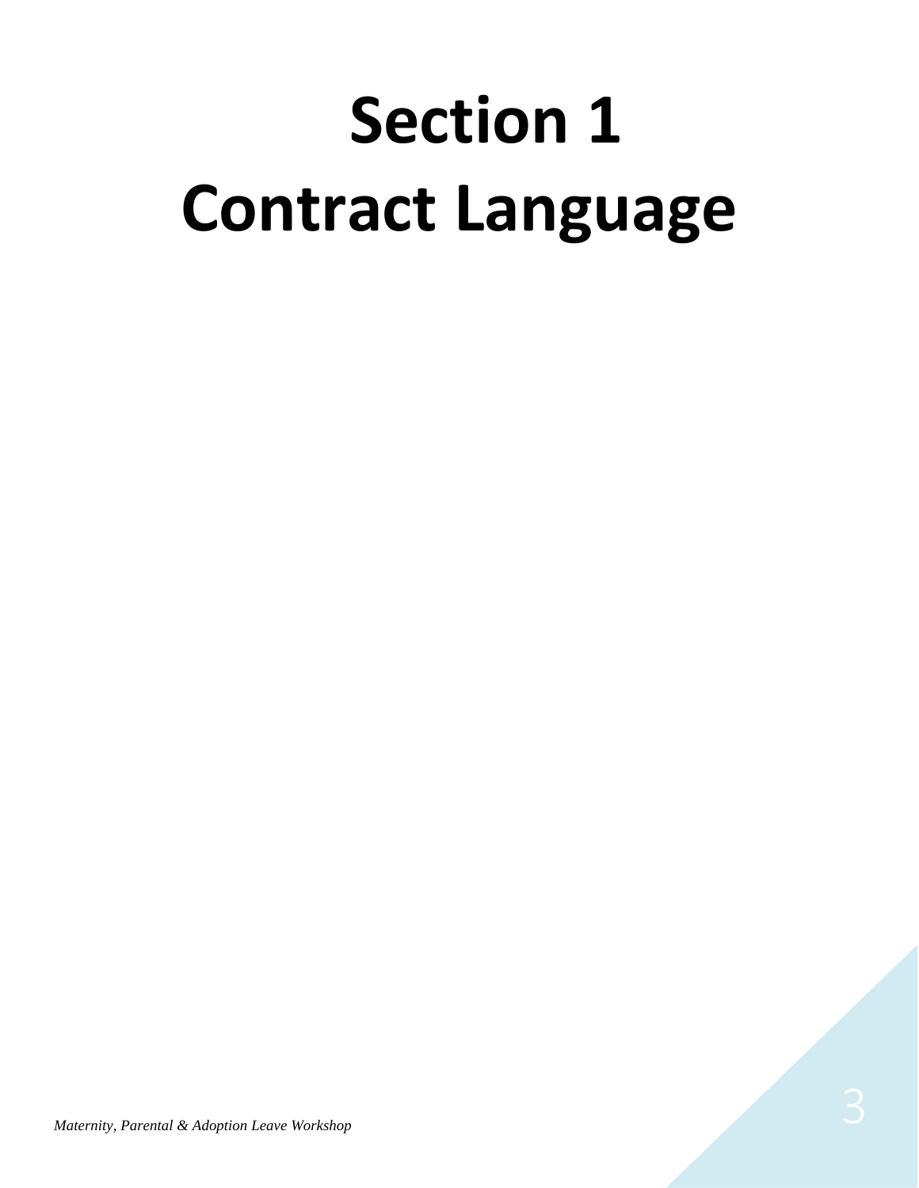# Section 1
# Contract Language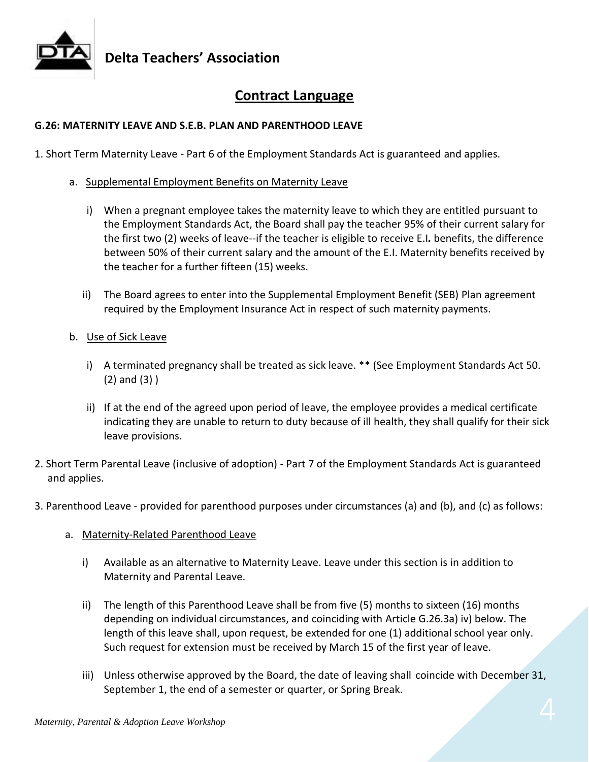**Delta Teachers' Association**

# Contract Language

### G.26: MATERNITY LEAVE AND S.E.B. PLAN AND PARENTHOOD LEAVE

1. Short Term Maternity Leave - Part 6 of the Employment Standards Act is guaranteed and applies.

   a. Supplemental Employment Benefits on Maternity Leave

      i) When a pregnant employee takes the maternity leave to which they are entitled pursuant to the Employment Standards Act, the Board shall pay the teacher 95% of their current salary for the first two (2) weeks of leave--if the teacher is eligible to receive E.I. benefits, the difference between 50% of their current salary and the amount of the E.I. Maternity benefits received by the teacher for a further fifteen (15) weeks.

      ii) The Board agrees to enter into the Supplemental Employment Benefit (SEB) Plan agreement required by the Employment Insurance Act in respect of such maternity payments.

   b. Use of Sick Leave

      i) A terminated pregnancy shall be treated as sick leave. ** (See Employment Standards Act 50. (2) and (3) )

      ii) If at the end of the agreed upon period of leave, the employee provides a medical certificate indicating they are unable to return to duty because of ill health, they shall qualify for their sick leave provisions.

2. Short Term Parental Leave (inclusive of adoption) - Part 7 of the Employment Standards Act is guaranteed and applies.

3. Parenthood Leave - provided for parenthood purposes under circumstances (a) and (b), and (c) as follows:

   a. Maternity-Related Parenthood Leave

      i) Available as an alternative to Maternity Leave. Leave under this section is in addition to Maternity and Parental Leave.

      ii) The length of this Parenthood Leave shall be from five (5) months to sixteen (16) months depending on individual circumstances, and coinciding with Article G.26.3a) iv) below. The length of this leave shall, upon request, be extended for one (1) additional school year only. Such request for extension must be received by March 15 of the first year of leave.

      iii) Unless otherwise approved by the Board, the date of leaving shall coincide with December 31, September 1, the end of a semester or quarter, or Spring Break.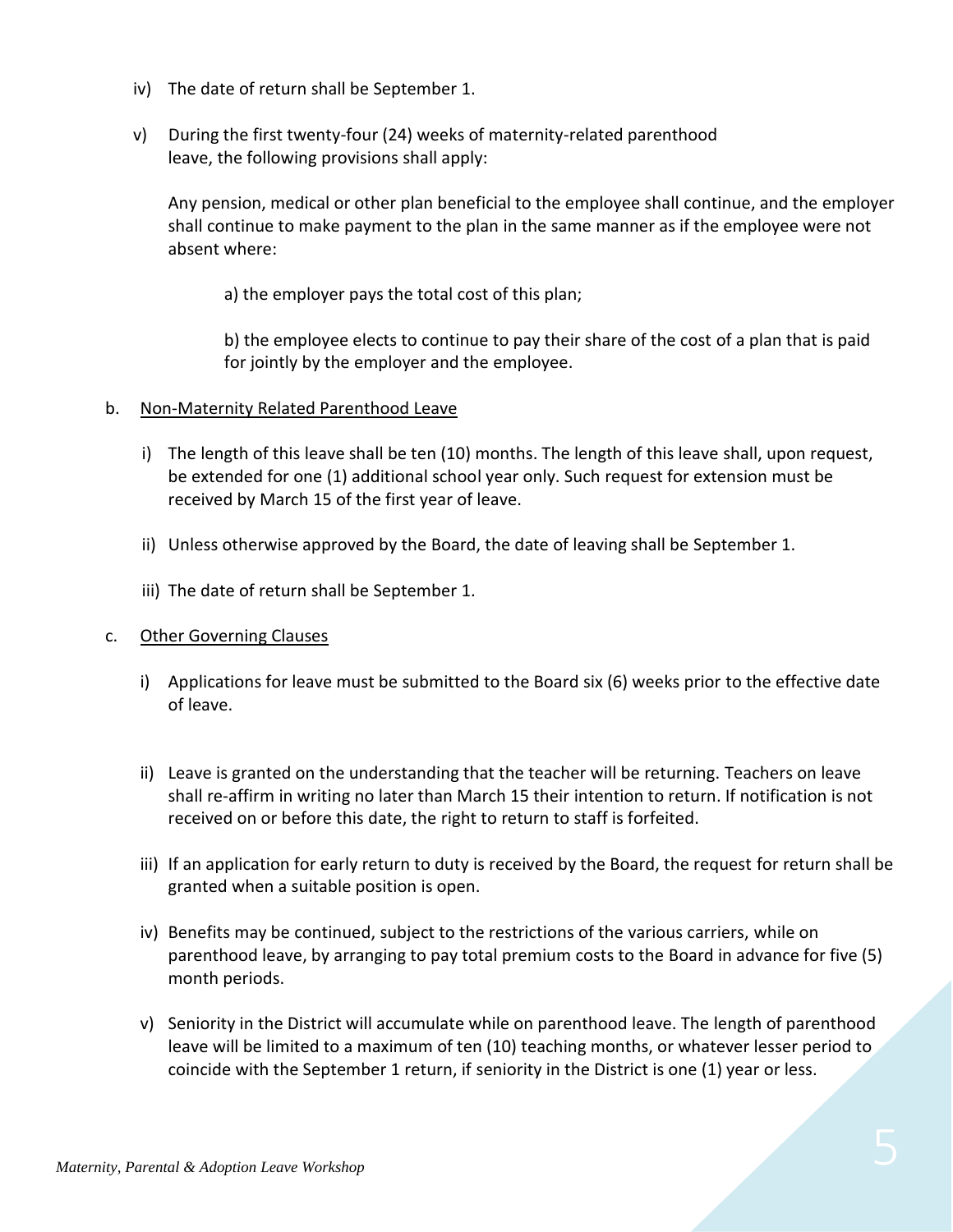iv) The date of return shall be September 1.

v) During the first twenty-four (24) weeks of maternity-related parenthood leave, the following provisions shall apply:

Any pension, medical or other plan beneficial to the employee shall continue, and the employer shall continue to make payment to the plan in the same manner as if the employee were not absent where:

a) the employer pays the total cost of this plan;

b) the employee elects to continue to pay their share of the cost of a plan that is paid for jointly by the employer and the employee.

b. Non-Maternity Related Parenthood Leave

i) The length of this leave shall be ten (10) months. The length of this leave shall, upon request, be extended for one (1) additional school year only. Such request for extension must be received by March 15 of the first year of leave.

ii) Unless otherwise approved by the Board, the date of leaving shall be September 1.

iii) The date of return shall be September 1.

c. Other Governing Clauses

i) Applications for leave must be submitted to the Board six (6) weeks prior to the effective date of leave.

ii) Leave is granted on the understanding that the teacher will be returning. Teachers on leave shall re-affirm in writing no later than March 15 their intention to return. If notification is not received on or before this date, the right to return to staff is forfeited.

iii) If an application for early return to duty is received by the Board, the request for return shall be granted when a suitable position is open.

iv) Benefits may be continued, subject to the restrictions of the various carriers, while on parenthood leave, by arranging to pay total premium costs to the Board in advance for five (5) month periods.

v) Seniority in the District will accumulate while on parenthood leave. The length of parenthood leave will be limited to a maximum of ten (10) teaching months, or whatever lesser period to coincide with the September 1 return, if seniority in the District is one (1) year or less.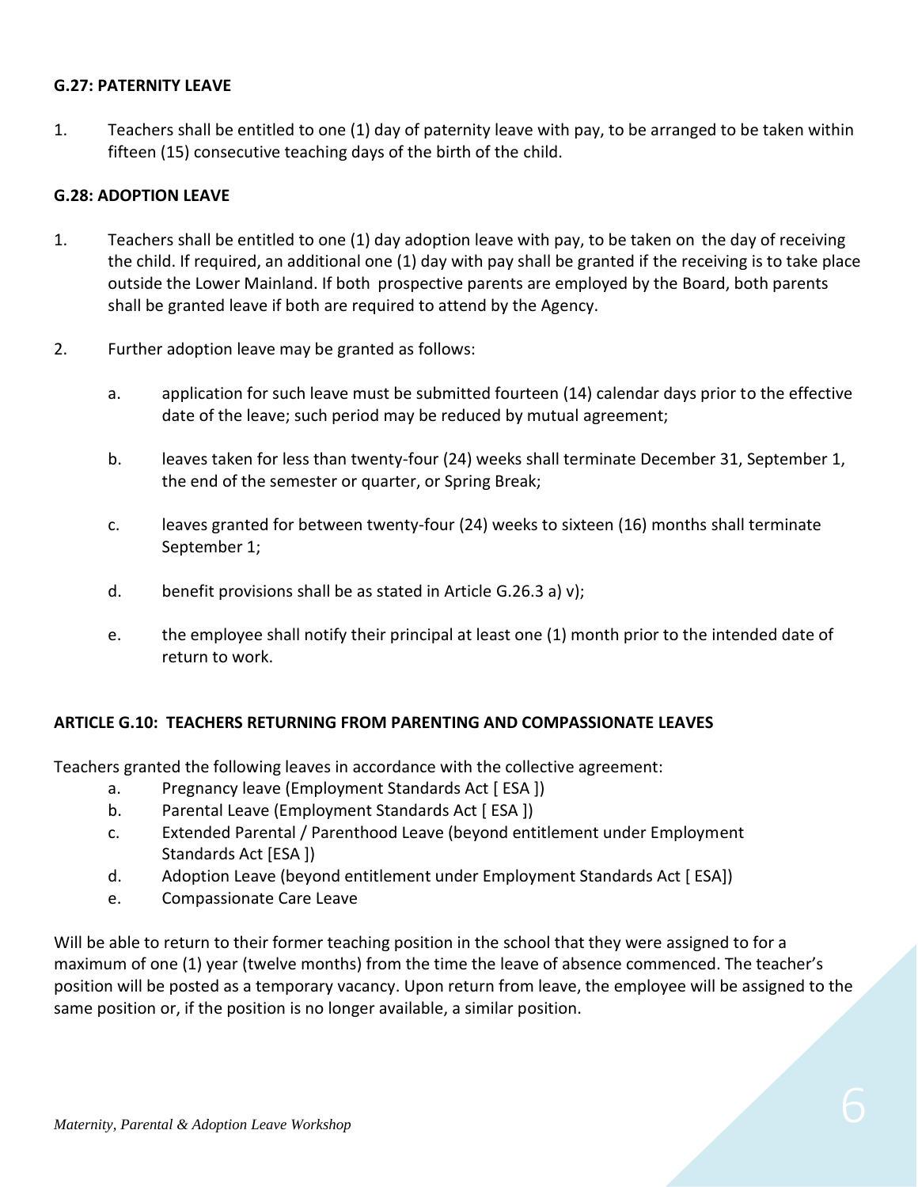### G.27: PATERNITY LEAVE

1. Teachers shall be entitled to one (1) day of paternity leave with pay, to be arranged to be taken within fifteen (15) consecutive teaching days of the birth of the child.

### G.28: ADOPTION LEAVE

1. Teachers shall be entitled to one (1) day adoption leave with pay, to be taken on the day of receiving the child. If required, an additional one (1) day with pay shall be granted if the receiving is to take place outside the Lower Mainland. If both prospective parents are employed by the Board, both parents shall be granted leave if both are required to attend by the Agency.

2. Further adoption leave may be granted as follows:

   a. application for such leave must be submitted fourteen (14) calendar days prior to the effective date of the leave; such period may be reduced by mutual agreement;

   b. leaves taken for less than twenty-four (24) weeks shall terminate December 31, September 1, the end of the semester or quarter, or Spring Break;

   c. leaves granted for between twenty-four (24) weeks to sixteen (16) months shall terminate September 1;

   d. benefit provisions shall be as stated in Article G.26.3 a) v);

   e. the employee shall notify their principal at least one (1) month prior to the intended date of return to work.

### ARTICLE G.10: TEACHERS RETURNING FROM PARENTING AND COMPASSIONATE LEAVES

Teachers granted the following leaves in accordance with the collective agreement:

a. Pregnancy leave (Employment Standards Act [ ESA ])
b. Parental Leave (Employment Standards Act [ ESA ])
c. Extended Parental / Parenthood Leave (beyond entitlement under Employment Standards Act [ESA ])
d. Adoption Leave (beyond entitlement under Employment Standards Act [ ESA])
e. Compassionate Care Leave

Will be able to return to their former teaching position in the school that they were assigned to for a maximum of one (1) year (twelve months) from the time the leave of absence commenced. The teacher's position will be posted as a temporary vacancy. Upon return from leave, the employee will be assigned to the same position or, if the position is no longer available, a similar position.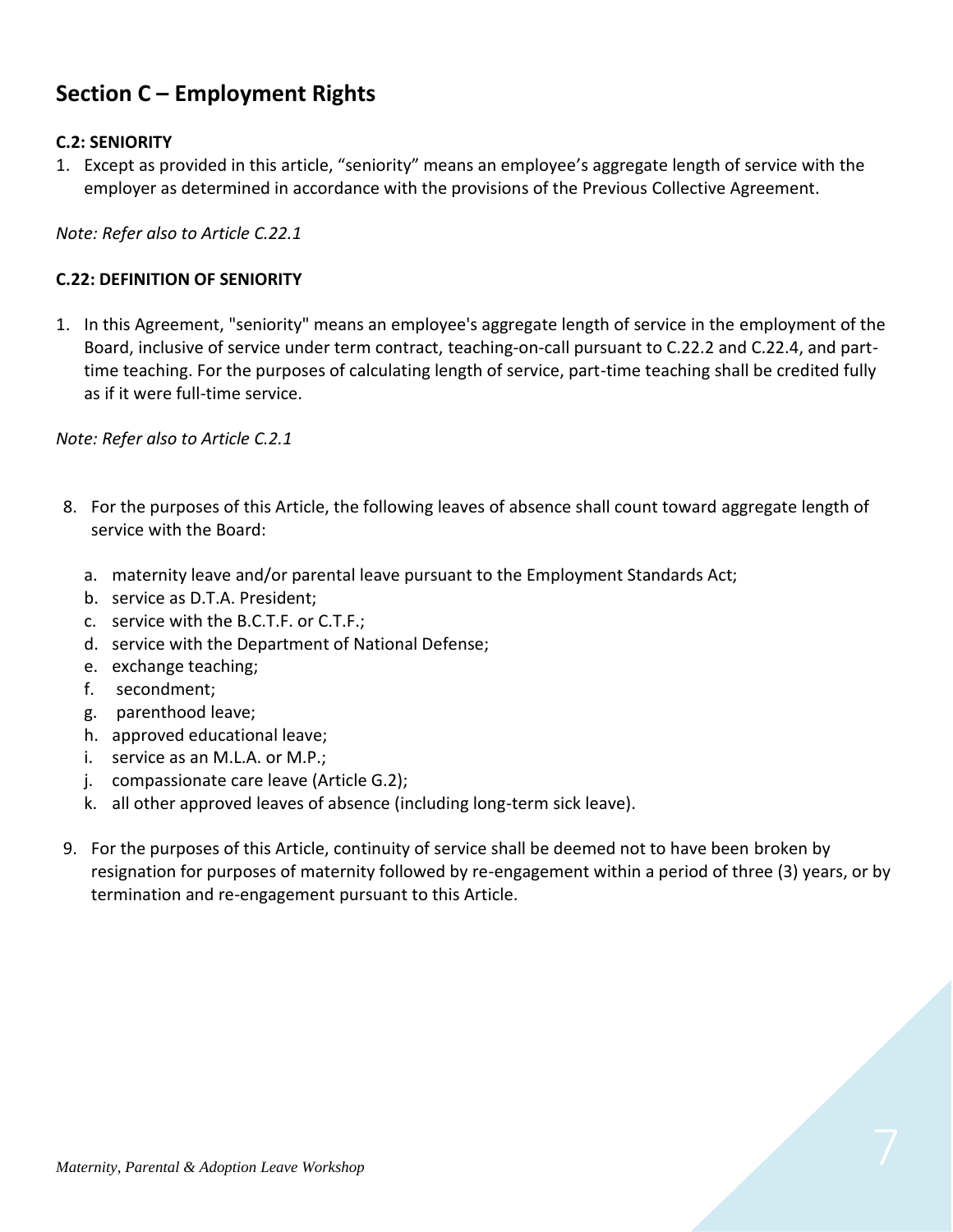## Section C – Employment Rights

**C.2: SENIORITY**

1. Except as provided in this article, “seniority” means an employee’s aggregate length of service with the employer as determined in accordance with the provisions of the Previous Collective Agreement.

*Note: Refer also to Article C.22.1*

**C.22: DEFINITION OF SENIORITY**

1. In this Agreement, "seniority" means an employee's aggregate length of service in the employment of the Board, inclusive of service under term contract, teaching-on-call pursuant to C.22.2 and C.22.4, and part-time teaching. For the purposes of calculating length of service, part-time teaching shall be credited fully as if it were full-time service.

*Note: Refer also to Article C.2.1*

8. For the purposes of this Article, the following leaves of absence shall count toward aggregate length of service with the Board:

   a. maternity leave and/or parental leave pursuant to the Employment Standards Act;
   b. service as D.T.A. President;
   c. service with the B.C.T.F. or C.T.F.;
   d. service with the Department of National Defense;
   e. exchange teaching;
   f. secondment;
   g. parenthood leave;
   h. approved educational leave;
   i. service as an M.L.A. or M.P.;
   j. compassionate care leave (Article G.2);
   k. all other approved leaves of absence (including long-term sick leave).

9. For the purposes of this Article, continuity of service shall be deemed not to have been broken by resignation for purposes of maternity followed by re-engagement within a period of three (3) years, or by termination and re-engagement pursuant to this Article.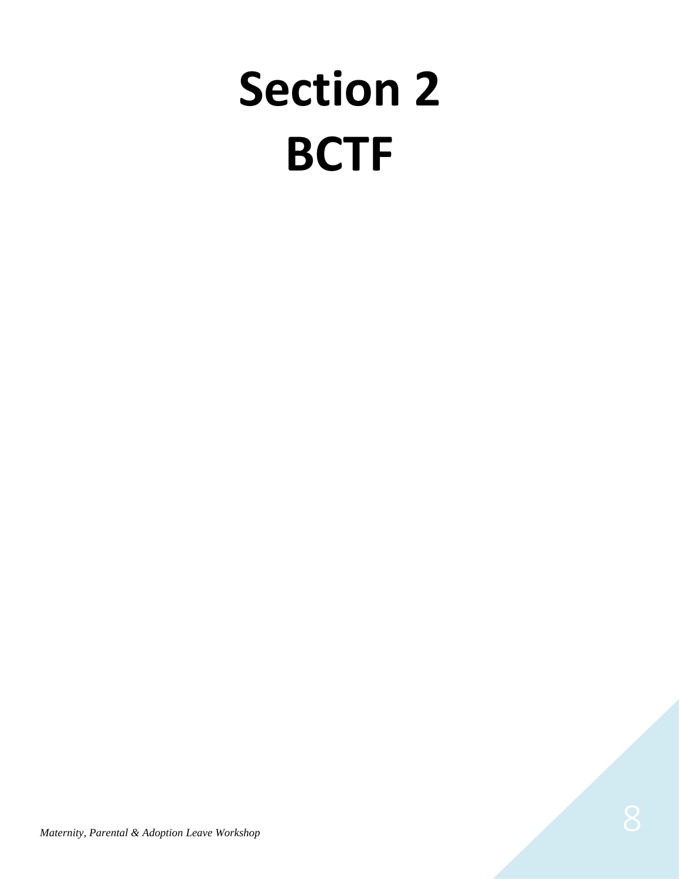# Section 2
# BCTF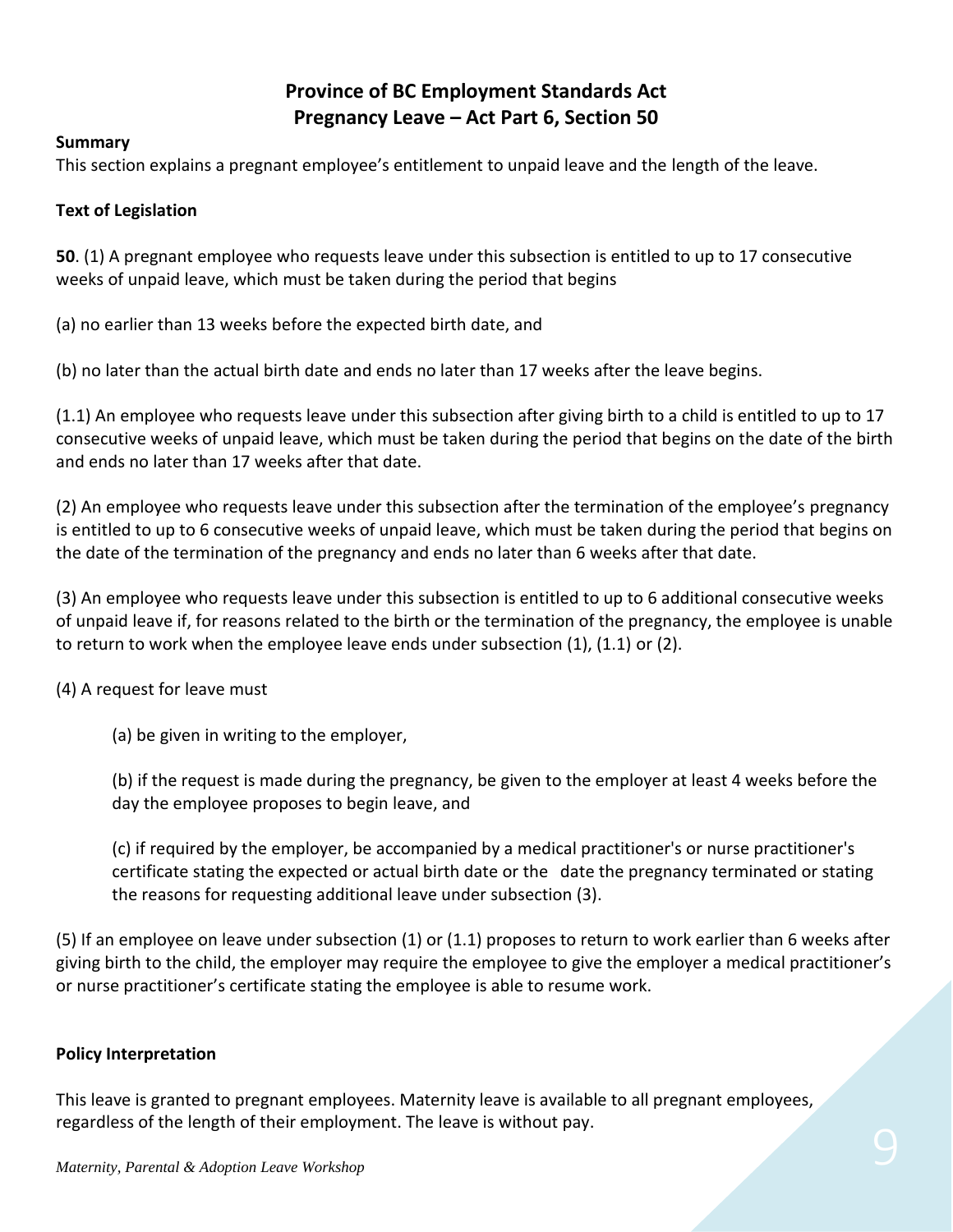# Province of BC Employment Standards Act
## Pregnancy Leave – Act Part 6, Section 50

**Summary**

This section explains a pregnant employee's entitlement to unpaid leave and the length of the leave.

**Text of Legislation**

**50**. (1) A pregnant employee who requests leave under this subsection is entitled to up to 17 consecutive weeks of unpaid leave, which must be taken during the period that begins

(a) no earlier than 13 weeks before the expected birth date, and

(b) no later than the actual birth date and ends no later than 17 weeks after the leave begins.

(1.1) An employee who requests leave under this subsection after giving birth to a child is entitled to up to 17 consecutive weeks of unpaid leave, which must be taken during the period that begins on the date of the birth and ends no later than 17 weeks after that date.

(2) An employee who requests leave under this subsection after the termination of the employee's pregnancy is entitled to up to 6 consecutive weeks of unpaid leave, which must be taken during the period that begins on the date of the termination of the pregnancy and ends no later than 6 weeks after that date.

(3) An employee who requests leave under this subsection is entitled to up to 6 additional consecutive weeks of unpaid leave if, for reasons related to the birth or the termination of the pregnancy, the employee is unable to return to work when the employee leave ends under subsection (1), (1.1) or (2).

(4) A request for leave must

> (a) be given in writing to the employer,
>
> (b) if the request is made during the pregnancy, be given to the employer at least 4 weeks before the day the employee proposes to begin leave, and
>
> (c) if required by the employer, be accompanied by a medical practitioner's or nurse practitioner's certificate stating the expected or actual birth date or the date the pregnancy terminated or stating the reasons for requesting additional leave under subsection (3).

(5) If an employee on leave under subsection (1) or (1.1) proposes to return to work earlier than 6 weeks after giving birth to the child, the employer may require the employee to give the employer a medical practitioner's or nurse practitioner's certificate stating the employee is able to resume work.

**Policy Interpretation**

This leave is granted to pregnant employees. Maternity leave is available to all pregnant employees, regardless of the length of their employment. The leave is without pay.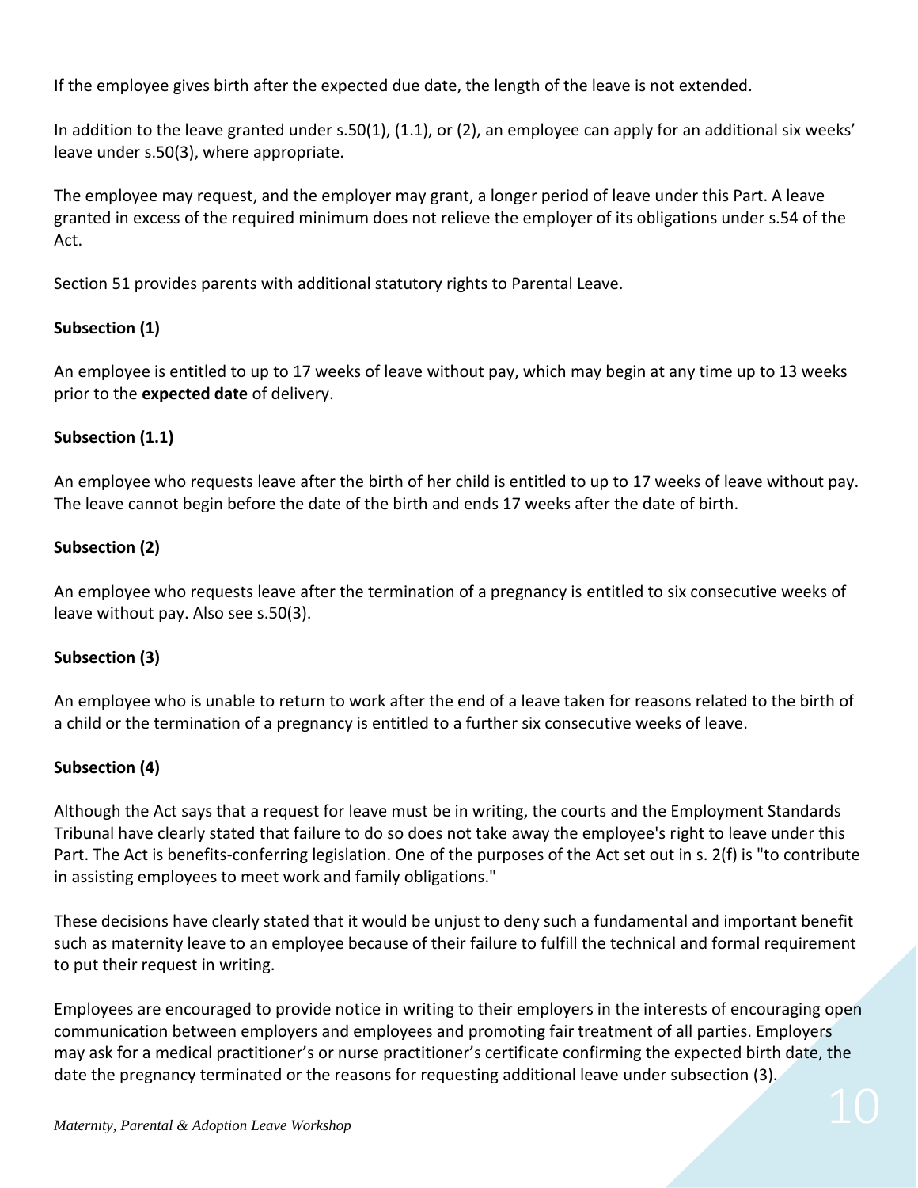If the employee gives birth after the expected due date, the length of the leave is not extended.

In addition to the leave granted under s.50(1), (1.1), or (2), an employee can apply for an additional six weeks' leave under s.50(3), where appropriate.

The employee may request, and the employer may grant, a longer period of leave under this Part. A leave granted in excess of the required minimum does not relieve the employer of its obligations under s.54 of the Act.

Section 51 provides parents with additional statutory rights to Parental Leave.

**Subsection (1)**

An employee is entitled to up to 17 weeks of leave without pay, which may begin at any time up to 13 weeks prior to the **expected date** of delivery.

**Subsection (1.1)**

An employee who requests leave after the birth of her child is entitled to up to 17 weeks of leave without pay. The leave cannot begin before the date of the birth and ends 17 weeks after the date of birth.

**Subsection (2)**

An employee who requests leave after the termination of a pregnancy is entitled to six consecutive weeks of leave without pay. Also see s.50(3).

**Subsection (3)**

An employee who is unable to return to work after the end of a leave taken for reasons related to the birth of a child or the termination of a pregnancy is entitled to a further six consecutive weeks of leave.

**Subsection (4)**

Although the Act says that a request for leave must be in writing, the courts and the Employment Standards Tribunal have clearly stated that failure to do so does not take away the employee's right to leave under this Part. The Act is benefits-conferring legislation. One of the purposes of the Act set out in s. 2(f) is "to contribute in assisting employees to meet work and family obligations."

These decisions have clearly stated that it would be unjust to deny such a fundamental and important benefit such as maternity leave to an employee because of their failure to fulfill the technical and formal requirement to put their request in writing.

Employees are encouraged to provide notice in writing to their employers in the interests of encouraging open communication between employers and employees and promoting fair treatment of all parties. Employers may ask for a medical practitioner's or nurse practitioner's certificate confirming the expected birth date, the date the pregnancy terminated or the reasons for requesting additional leave under subsection (3).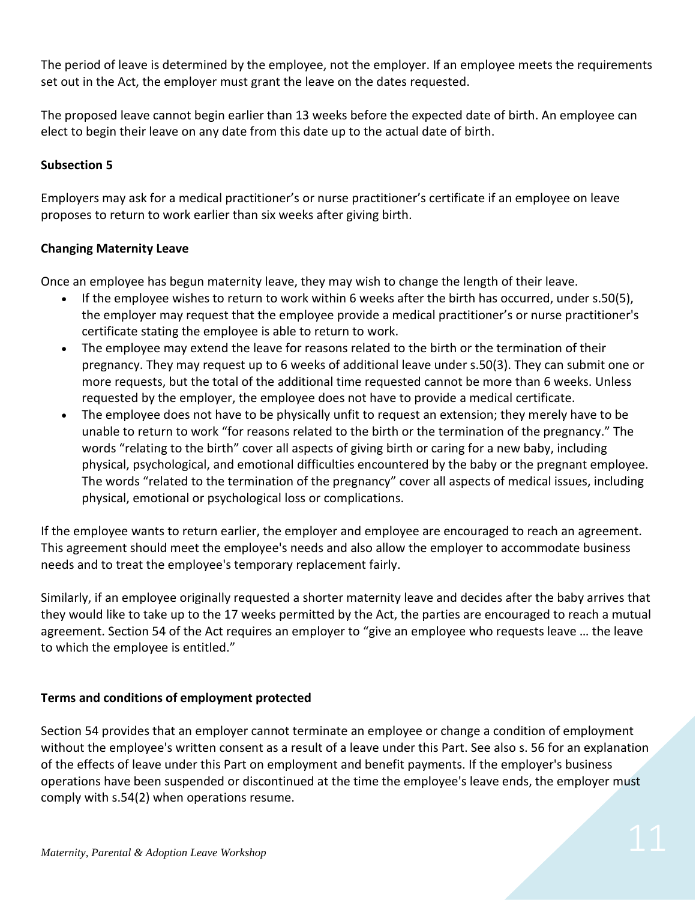The period of leave is determined by the employee, not the employer. If an employee meets the requirements set out in the Act, the employer must grant the leave on the dates requested.

The proposed leave cannot begin earlier than 13 weeks before the expected date of birth. An employee can elect to begin their leave on any date from this date up to the actual date of birth.

**Subsection 5**

Employers may ask for a medical practitioner's or nurse practitioner's certificate if an employee on leave proposes to return to work earlier than six weeks after giving birth.

**Changing Maternity Leave**

Once an employee has begun maternity leave, they may wish to change the length of their leave.

- If the employee wishes to return to work within 6 weeks after the birth has occurred, under s.50(5), the employer may request that the employee provide a medical practitioner's or nurse practitioner's certificate stating the employee is able to return to work.
- The employee may extend the leave for reasons related to the birth or the termination of their pregnancy. They may request up to 6 weeks of additional leave under s.50(3). They can submit one or more requests, but the total of the additional time requested cannot be more than 6 weeks. Unless requested by the employer, the employee does not have to provide a medical certificate.
- The employee does not have to be physically unfit to request an extension; they merely have to be unable to return to work "for reasons related to the birth or the termination of the pregnancy." The words "relating to the birth" cover all aspects of giving birth or caring for a new baby, including physical, psychological, and emotional difficulties encountered by the baby or the pregnant employee. The words "related to the termination of the pregnancy" cover all aspects of medical issues, including physical, emotional or psychological loss or complications.

If the employee wants to return earlier, the employer and employee are encouraged to reach an agreement. This agreement should meet the employee's needs and also allow the employer to accommodate business needs and to treat the employee's temporary replacement fairly.

Similarly, if an employee originally requested a shorter maternity leave and decides after the baby arrives that they would like to take up to the 17 weeks permitted by the Act, the parties are encouraged to reach a mutual agreement. Section 54 of the Act requires an employer to "give an employee who requests leave … the leave to which the employee is entitled."

**Terms and conditions of employment protected**

Section 54 provides that an employer cannot terminate an employee or change a condition of employment without the employee's written consent as a result of a leave under this Part. See also s. 56 for an explanation of the effects of leave under this Part on employment and benefit payments. If the employer's business operations have been suspended or discontinued at the time the employee's leave ends, the employer must comply with s.54(2) when operations resume.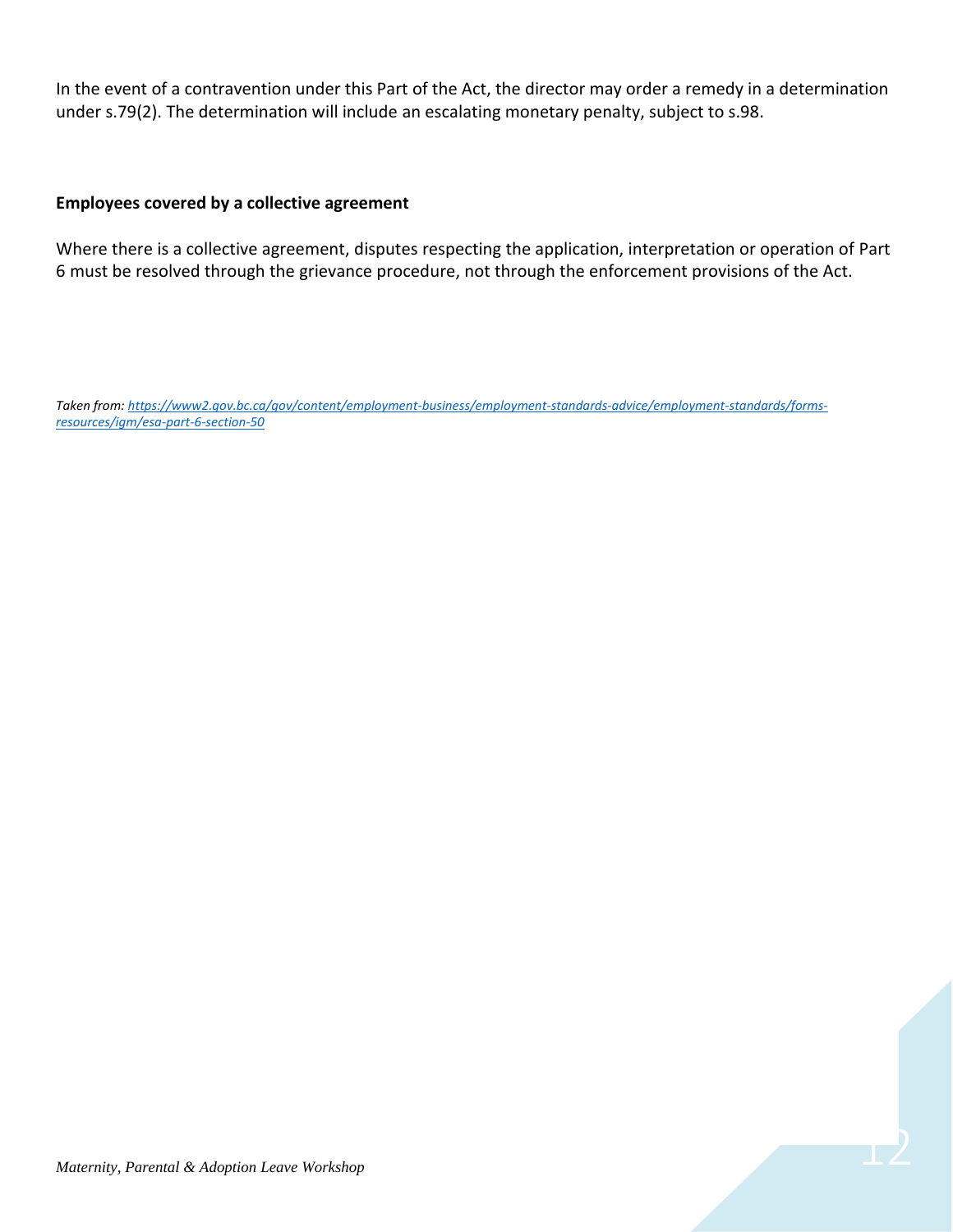In the event of a contravention under this Part of the Act, the director may order a remedy in a determination under s.79(2). The determination will include an escalating monetary penalty, subject to s.98.

**Employees covered by a collective agreement**

Where there is a collective agreement, disputes respecting the application, interpretation or operation of Part 6 must be resolved through the grievance procedure, not through the enforcement provisions of the Act.

*Taken from: [https://www2.gov.bc.ca/gov/content/employment-business/employment-standards-advice/employment-standards/forms-resources/igm/esa-part-6-section-50](https://www2.gov.bc.ca/gov/content/employment-business/employment-standards-advice/employment-standards/forms-resources/igm/esa-part-6-section-50)*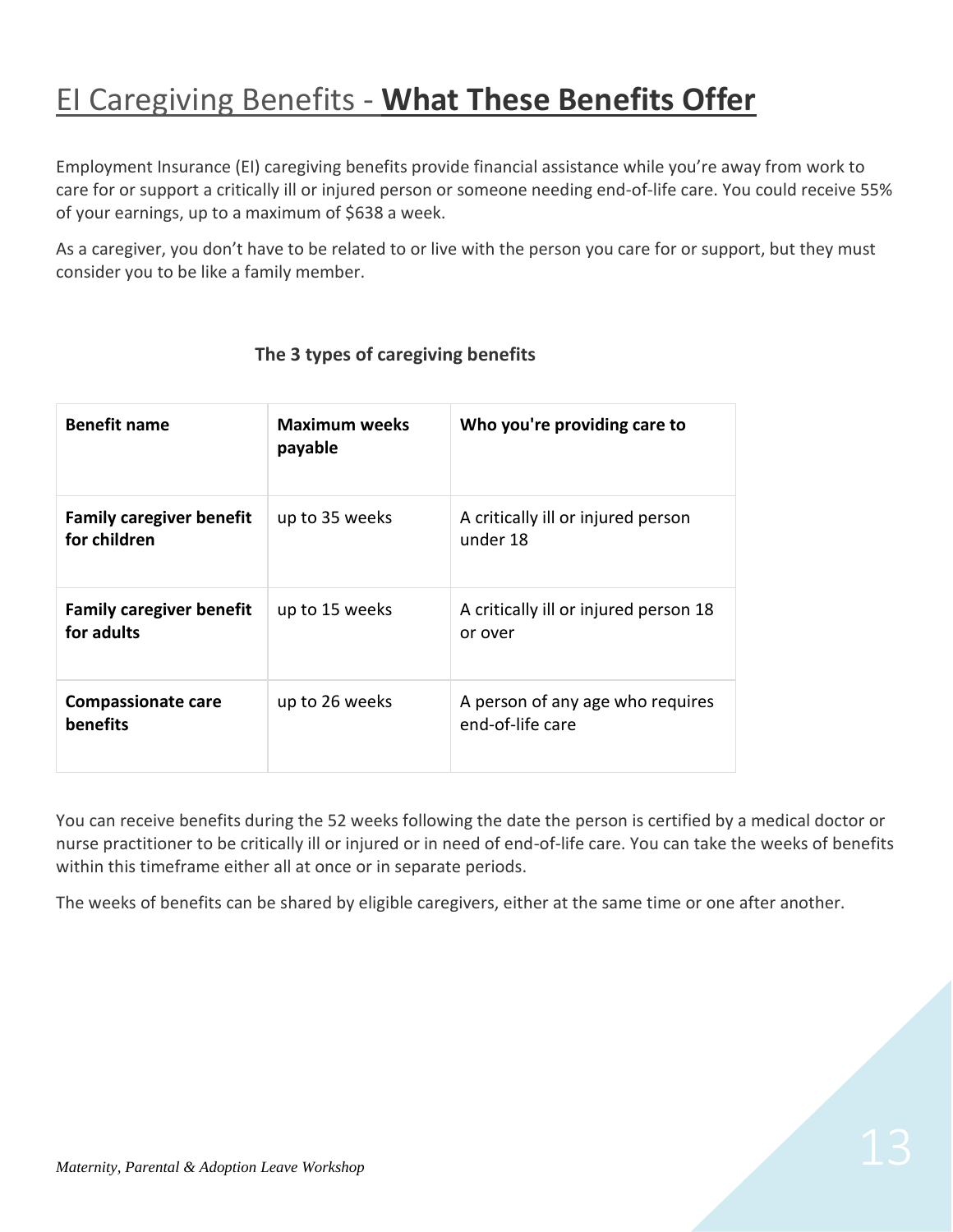# EI Caregiving Benefits - **What These Benefits Offer**

Employment Insurance (EI) caregiving benefits provide financial assistance while you're away from work to care for or support a critically ill or injured person or someone needing end-of-life care. You could receive 55% of your earnings, up to a maximum of $638 a week.

As a caregiver, you don't have to be related to or live with the person you care for or support, but they must consider you to be like a family member.

**The 3 types of caregiving benefits**

| **Benefit name** | **Maximum weeks payable** | **Who you're providing care to** |
|---|---|---|
| **Family caregiver benefit for children** | up to 35 weeks | A critically ill or injured person under 18 |
| **Family caregiver benefit for adults** | up to 15 weeks | A critically ill or injured person 18 or over |
| **Compassionate care benefits** | up to 26 weeks | A person of any age who requires end-of-life care |

You can receive benefits during the 52 weeks following the date the person is certified by a medical doctor or nurse practitioner to be critically ill or injured or in need of end-of-life care. You can take the weeks of benefits within this timeframe either all at once or in separate periods.

The weeks of benefits can be shared by eligible caregivers, either at the same time or one after another.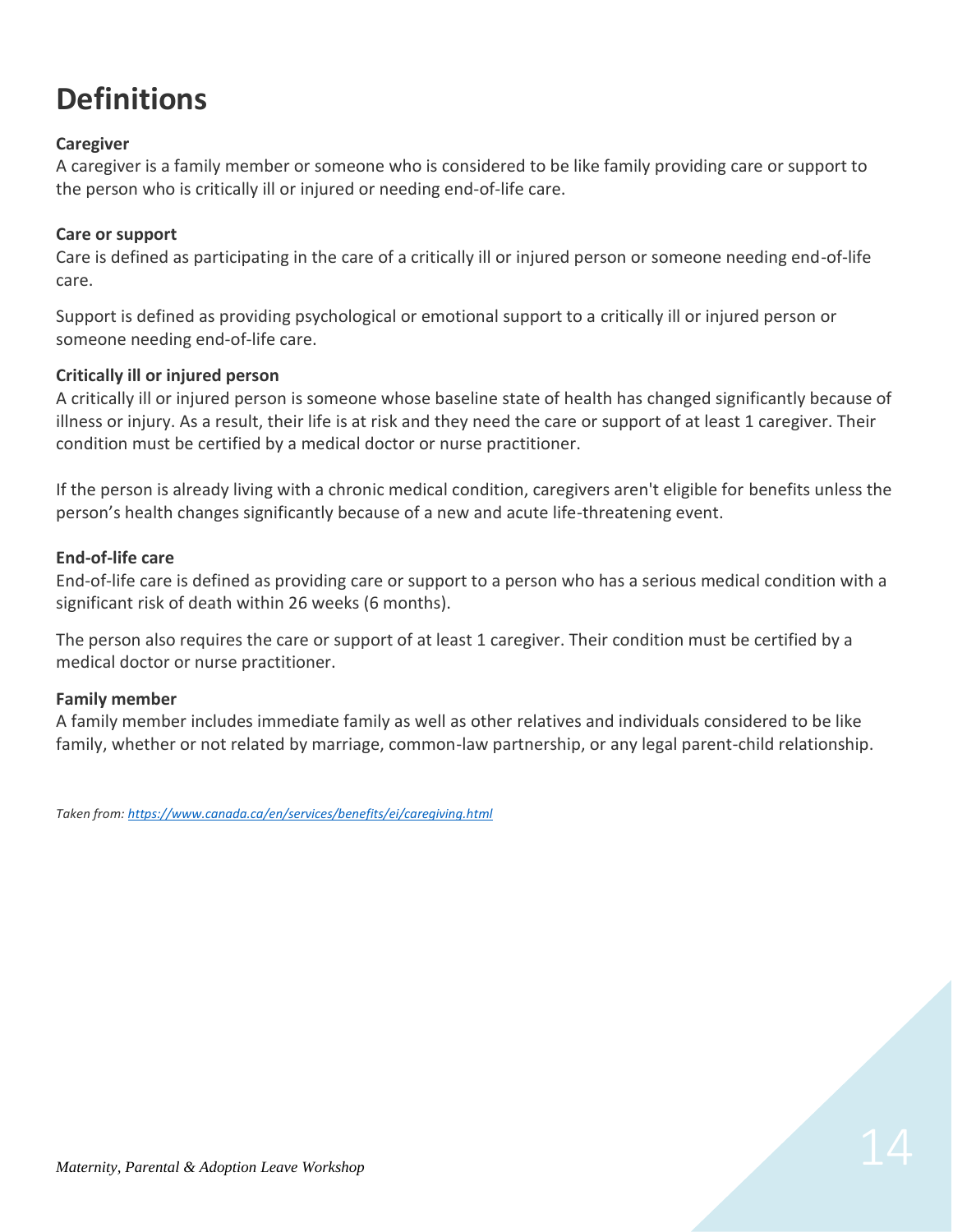# Definitions

**Caregiver**

A caregiver is a family member or someone who is considered to be like family providing care or support to the person who is critically ill or injured or needing end-of-life care.

**Care or support**

Care is defined as participating in the care of a critically ill or injured person or someone needing end-of-life care.

Support is defined as providing psychological or emotional support to a critically ill or injured person or someone needing end-of-life care.

**Critically ill or injured person**

A critically ill or injured person is someone whose baseline state of health has changed significantly because of illness or injury. As a result, their life is at risk and they need the care or support of at least 1 caregiver. Their condition must be certified by a medical doctor or nurse practitioner.

If the person is already living with a chronic medical condition, caregivers aren't eligible for benefits unless the person's health changes significantly because of a new and acute life-threatening event.

**End-of-life care**

End-of-life care is defined as providing care or support to a person who has a serious medical condition with a significant risk of death within 26 weeks (6 months).

The person also requires the care or support of at least 1 caregiver. Their condition must be certified by a medical doctor or nurse practitioner.

**Family member**

A family member includes immediate family as well as other relatives and individuals considered to be like family, whether or not related by marriage, common-law partnership, or any legal parent-child relationship.

*Taken from: https://www.canada.ca/en/services/benefits/ei/caregiving.html*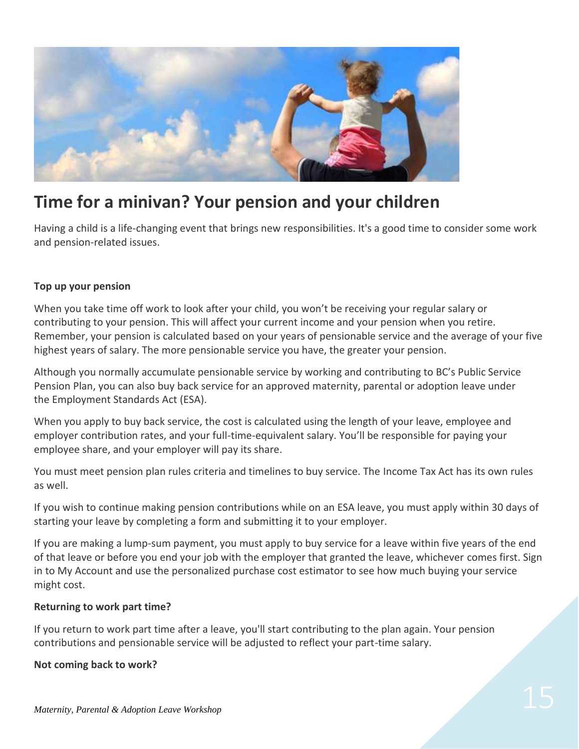# Time for a minivan? Your pension and your children

Having a child is a life-changing event that brings new responsibilities. It's a good time to consider some work and pension-related issues.

**Top up your pension**

When you take time off work to look after your child, you won't be receiving your regular salary or contributing to your pension. This will affect your current income and your pension when you retire. Remember, your pension is calculated based on your years of pensionable service and the average of your five highest years of salary. The more pensionable service you have, the greater your pension.

Although you normally accumulate pensionable service by working and contributing to BC's Public Service Pension Plan, you can also buy back service for an approved maternity, parental or adoption leave under the Employment Standards Act (ESA).

When you apply to buy back service, the cost is calculated using the length of your leave, employee and employer contribution rates, and your full-time-equivalent salary. You'll be responsible for paying your employee share, and your employer will pay its share.

You must meet pension plan rules criteria and timelines to buy service. The Income Tax Act has its own rules as well.

If you wish to continue making pension contributions while on an ESA leave, you must apply within 30 days of starting your leave by completing a form and submitting it to your employer.

If you are making a lump-sum payment, you must apply to buy service for a leave within five years of the end of that leave or before you end your job with the employer that granted the leave, whichever comes first. Sign in to My Account and use the personalized purchase cost estimator to see how much buying your service might cost.

**Returning to work part time?**

If you return to work part time after a leave, you'll start contributing to the plan again. Your pension contributions and pensionable service will be adjusted to reflect your part-time salary.

**Not coming back to work?**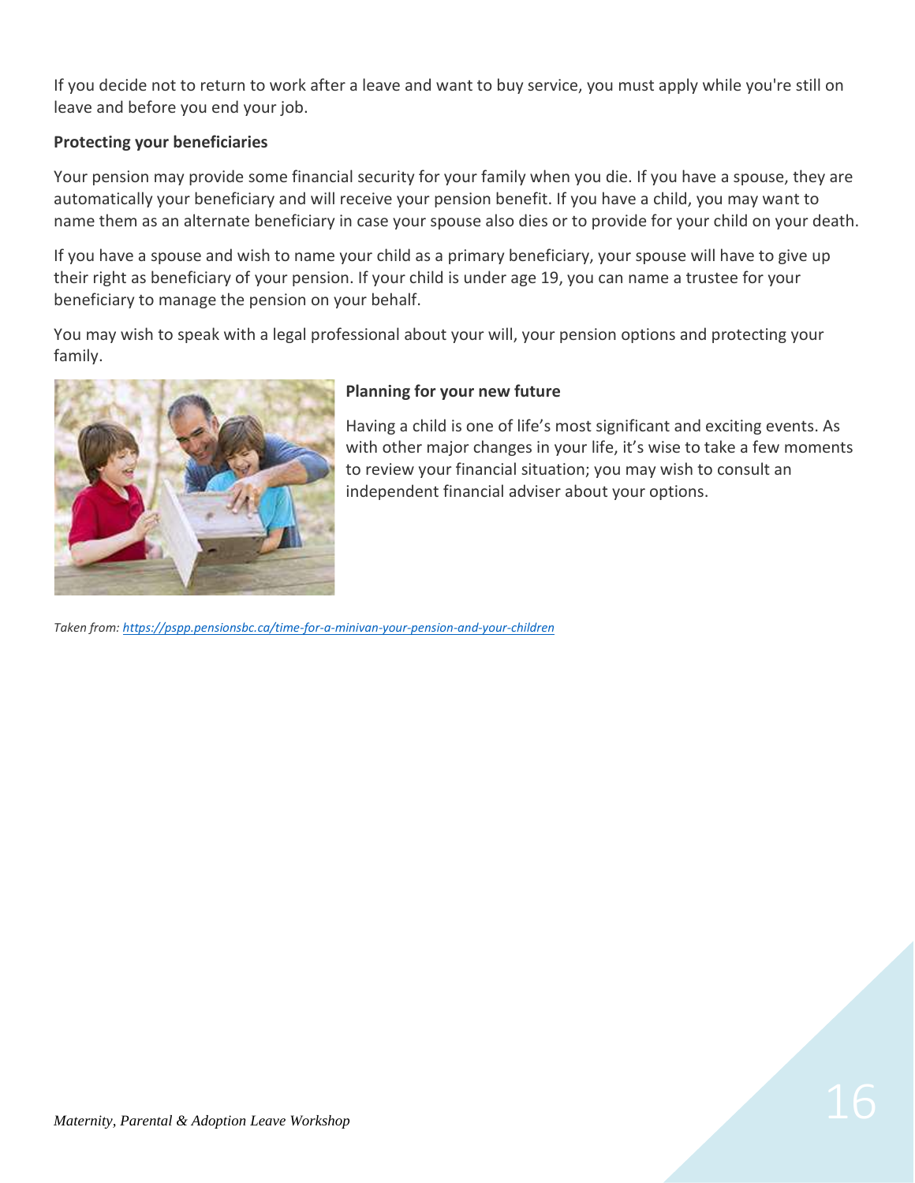If you decide not to return to work after a leave and want to buy service, you must apply while you're still on leave and before you end your job.

**Protecting your beneficiaries**

Your pension may provide some financial security for your family when you die. If you have a spouse, they are automatically your beneficiary and will receive your pension benefit. If you have a child, you may want to name them as an alternate beneficiary in case your spouse also dies or to provide for your child on your death.

If you have a spouse and wish to name your child as a primary beneficiary, your spouse will have to give up their right as beneficiary of your pension. If your child is under age 19, you can name a trustee for your beneficiary to manage the pension on your behalf.

You may wish to speak with a legal professional about your will, your pension options and protecting your family.

**Planning for your new future**

Having a child is one of life's most significant and exciting events. As with other major changes in your life, it's wise to take a few moments to review your financial situation; you may wish to consult an independent financial adviser about your options.

*Taken from: https://pspp.pensionsbc.ca/time-for-a-minivan-your-pension-and-your-children*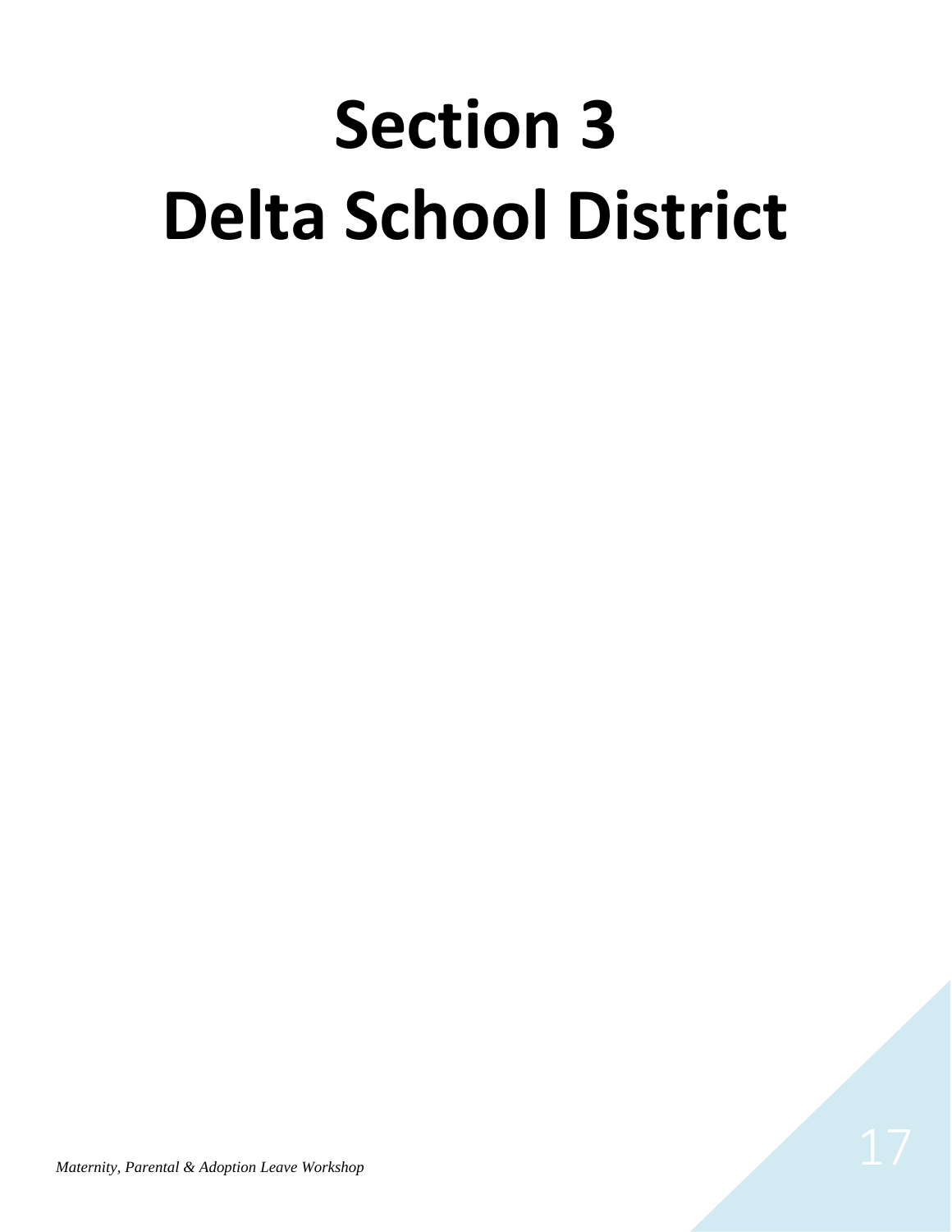# Section 3
# Delta School District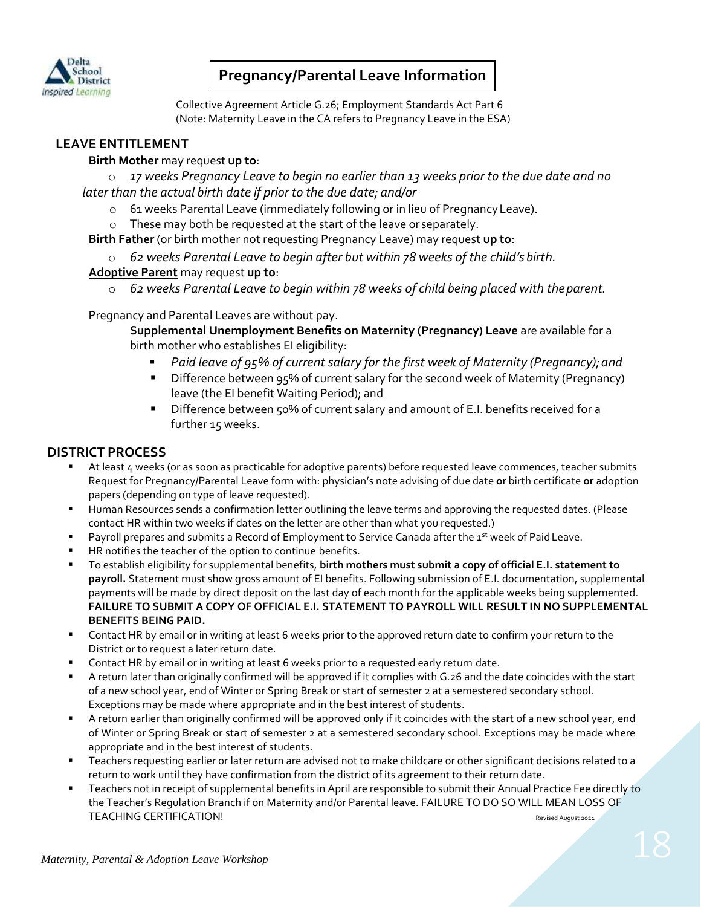## Pregnancy/Parental Leave Information

Collective Agreement Article G.26; Employment Standards Act Part 6
(Note: Maternity Leave in the CA refers to Pregnancy Leave in the ESA)

### LEAVE ENTITLEMENT

**Birth Mother** may request **up to**:

- *17 weeks Pregnancy Leave to begin no earlier than 13 weeks prior to the due date and no later than the actual birth date if prior to the due date; and/or*
- 61 weeks Parental Leave (immediately following or in lieu of Pregnancy Leave).
- These may both be requested at the start of the leave or separately.

**Birth Father** (or birth mother not requesting Pregnancy Leave) may request **up to**:

- *62 weeks Parental Leave to begin after but within 78 weeks of the child's birth.*

**Adoptive Parent** may request **up to**:

- *62 weeks Parental Leave to begin within 78 weeks of child being placed with the parent.*

Pregnancy and Parental Leaves are without pay.

**Supplemental Unemployment Benefits on Maternity (Pregnancy) Leave** are available for a birth mother who establishes EI eligibility:

- *Paid leave of 95% of current salary for the first week of Maternity (Pregnancy); and*
- Difference between 95% of current salary for the second week of Maternity (Pregnancy) leave (the EI benefit Waiting Period); and
- Difference between 50% of current salary and amount of E.I. benefits received for a further 15 weeks.

### DISTRICT PROCESS

- At least 4 weeks (or as soon as practicable for adoptive parents) before requested leave commences, teacher submits Request for Pregnancy/Parental Leave form with: physician's note advising of due date **or** birth certificate **or** adoption papers (depending on type of leave requested).
- Human Resources sends a confirmation letter outlining the leave terms and approving the requested dates. (Please contact HR within two weeks if dates on the letter are other than what you requested.)
- Payroll prepares and submits a Record of Employment to Service Canada after the 1st week of Paid Leave.
- HR notifies the teacher of the option to continue benefits.
- To establish eligibility for supplemental benefits, **birth mothers must submit a copy of official E.I. statement to payroll.** Statement must show gross amount of EI benefits. Following submission of E.I. documentation, supplemental payments will be made by direct deposit on the last day of each month for the applicable weeks being supplemented. **FAILURE TO SUBMIT A COPY OF OFFICIAL E.I. STATEMENT TO PAYROLL WILL RESULT IN NO SUPPLEMENTAL BENEFITS BEING PAID.**
- Contact HR by email or in writing at least 6 weeks prior to the approved return date to confirm your return to the District or to request a later return date.
- Contact HR by email or in writing at least 6 weeks prior to a requested early return date.
- A return later than originally confirmed will be approved if it complies with G.26 and the date coincides with the start of a new school year, end of Winter or Spring Break or start of semester 2 at a semestered secondary school. Exceptions may be made where appropriate and in the best interest of students.
- A return earlier than originally confirmed will be approved only if it coincides with the start of a new school year, end of Winter or Spring Break or start of semester 2 at a semestered secondary school. Exceptions may be made where appropriate and in the best interest of students.
- Teachers requesting earlier or later return are advised not to make childcare or other significant decisions related to a return to work until they have confirmation from the district of its agreement to their return date.
- Teachers not in receipt of supplemental benefits in April are responsible to submit their Annual Practice Fee directly to the Teacher's Regulation Branch if on Maternity and/or Parental leave. FAILURE TO DO SO WILL MEAN LOSS OF TEACHING CERTIFICATION!

Revised August 2021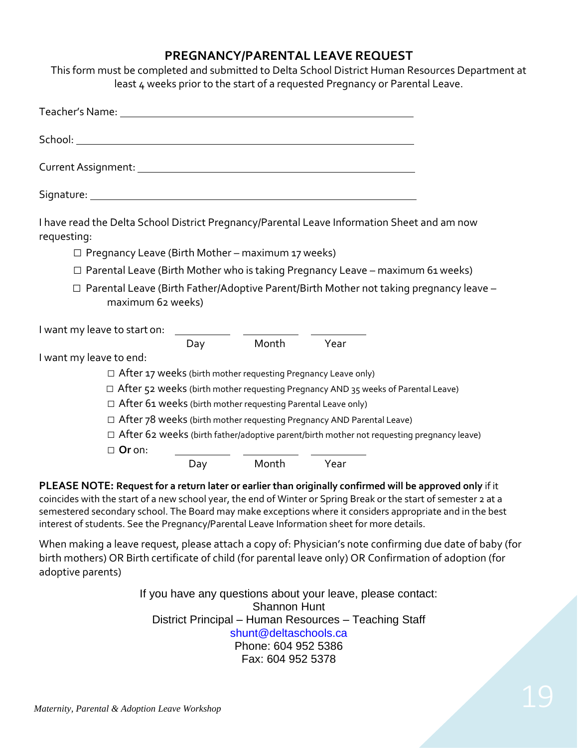# PREGNANCY/PARENTAL LEAVE REQUEST

This form must be completed and submitted to Delta School District Human Resources Department at least 4 weeks prior to the start of a requested Pregnancy or Parental Leave.

Teacher's Name: ______________________________________________

School: ______________________________________________

Current Assignment: ______________________________________________

Signature: ______________________________________________

I have read the Delta School District Pregnancy/Parental Leave Information Sheet and am now requesting:

- ☐ Pregnancy Leave (Birth Mother – maximum 17 weeks)
- ☐ Parental Leave (Birth Mother who is taking Pregnancy Leave – maximum 61 weeks)
- ☐ Parental Leave (Birth Father/Adoptive Parent/Birth Mother not taking pregnancy leave – maximum 62 weeks)

I want my leave to start on: __________ (Day) __________ (Month) __________ (Year)

I want my leave to end:

- ☐ After 17 weeks (birth mother requesting Pregnancy Leave only)
- ☐ After 52 weeks (birth mother requesting Pregnancy AND 35 weeks of Parental Leave)
- ☐ After 61 weeks (birth mother requesting Parental Leave only)
- ☐ After 78 weeks (birth mother requesting Pregnancy AND Parental Leave)
- ☐ After 62 weeks (birth father/adoptive parent/birth mother not requesting pregnancy leave)
- ☐ **Or** on: __________ (Day) __________ (Month) __________ (Year)

**PLEASE NOTE: Request for a return later or earlier than originally confirmed will be approved only** if it coincides with the start of a new school year, the end of Winter or Spring Break or the start of semester 2 at a semestered secondary school. The Board may make exceptions where it considers appropriate and in the best interest of students. See the Pregnancy/Parental Leave Information sheet for more details.

When making a leave request, please attach a copy of: Physician's note confirming due date of baby (for birth mothers) OR Birth certificate of child (for parental leave only) OR Confirmation of adoption (for adoptive parents)

If you have any questions about your leave, please contact:
Shannon Hunt
District Principal – Human Resources – Teaching Staff
shunt@deltaschools.ca
Phone: 604 952 5386
Fax: 604 952 5378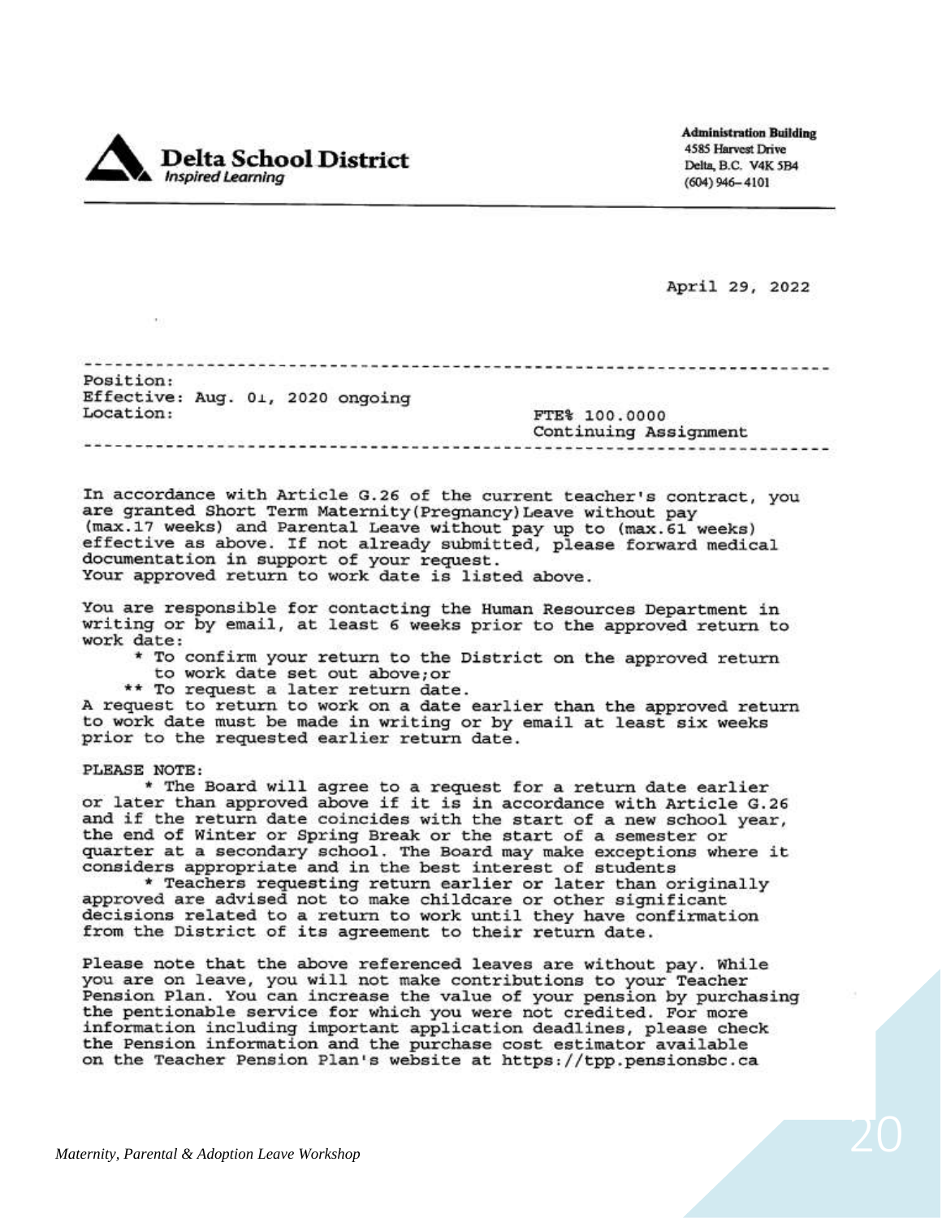**Delta School District**
*Inspired Learning*

**Administration Building**
4585 Harvest Drive
Delta, B.C. V4K 5B4
(604) 946-4101

April 29, 2022

---

Position:
Effective: Aug. 01, 2020 ongoing
Location:

FTE% 100.0000
Continuing Assignment

---

In accordance with Article G.26 of the current teacher's contract, you are granted Short Term Maternity(Pregnancy)Leave without pay (max.17 weeks) and Parental Leave without pay up to (max.61 weeks) effective as above. If not already submitted, please forward medical documentation in support of your request.
Your approved return to work date is listed above.

You are responsible for contacting the Human Resources Department in writing or by email, at least 6 weeks prior to the approved return to work date:

- * To confirm your return to the District on the approved return to work date set out above;or
- ** To request a later return date.

A request to return to work on a date earlier than the approved return to work date must be made in writing or by email at least six weeks prior to the requested earlier return date.

PLEASE NOTE:

* The Board will agree to a request for a return date earlier or later than approved above if it is in accordance with Article G.26 and if the return date coincides with the start of a new school year, the end of Winter or Spring Break or the start of a semester or quarter at a secondary school. The Board may make exceptions where it considers appropriate and in the best interest of students

* Teachers requesting return earlier or later than originally approved are advised not to make childcare or other significant decisions related to a return to work until they have confirmation from the District of its agreement to their return date.

Please note that the above referenced leaves are without pay. While you are on leave, you will not make contributions to your Teacher Pension Plan. You can increase the value of your pension by purchasing the pentionable service for which you were not credited. For more information including important application deadlines, please check the Pension information and the purchase cost estimator available on the Teacher Pension Plan's website at https://tpp.pensionsbc.ca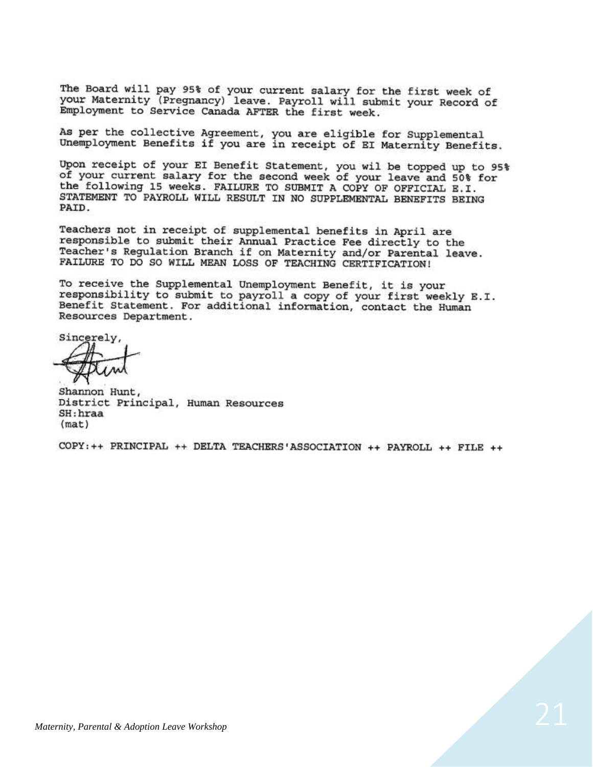The Board will pay 95% of your current salary for the first week of your Maternity (Pregnancy) leave. Payroll will submit your Record of Employment to Service Canada AFTER the first week.

As per the collective Agreement, you are eligible for Supplemental Unemployment Benefits if you are in receipt of EI Maternity Benefits.

Upon receipt of your EI Benefit Statement, you wil be topped up to 95% of your current salary for the second week of your leave and 50% for the following 15 weeks. FAILURE TO SUBMIT A COPY OF OFFICIAL E.I. STATEMENT TO PAYROLL WILL RESULT IN NO SUPPLEMENTAL BENEFITS BEING PAID.

Teachers not in receipt of supplemental benefits in April are responsible to submit their Annual Practice Fee directly to the Teacher's Regulation Branch if on Maternity and/or Parental leave. FAILURE TO DO SO WILL MEAN LOSS OF TEACHING CERTIFICATION!

To receive the Supplemental Unemployment Benefit, it is your responsibility to submit to payroll a copy of your first weekly E.I. Benefit Statement. For additional information, contact the Human Resources Department.

Sincerely,

Shannon Hunt,
District Principal, Human Resources
SH:hraa
(mat)

COPY:++ PRINCIPAL ++ DELTA TEACHERS'ASSOCIATION ++ PAYROLL ++ FILE ++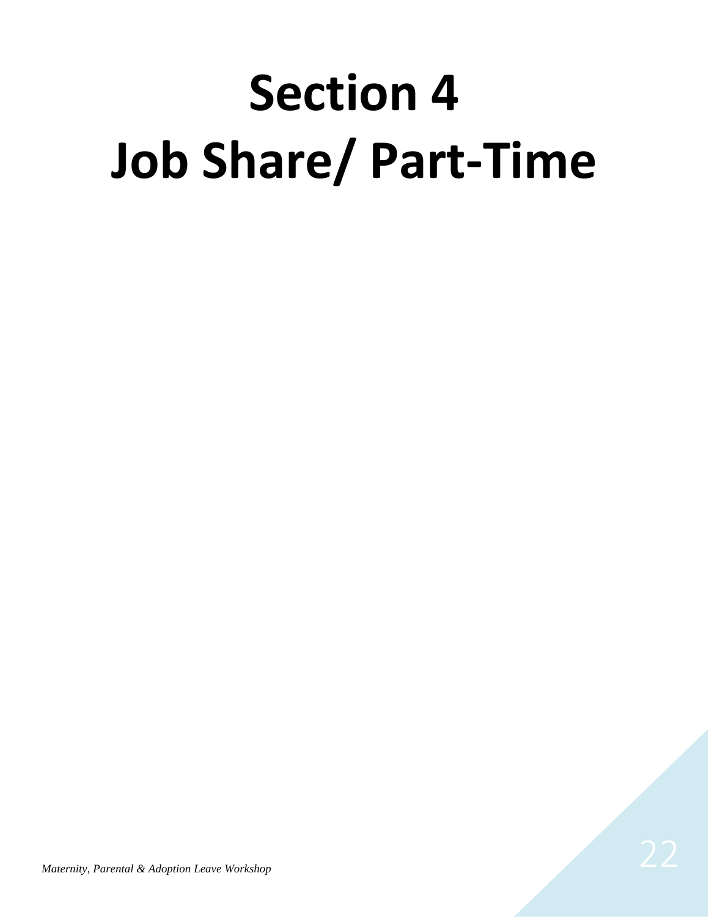# Section 4
# Job Share/ Part-Time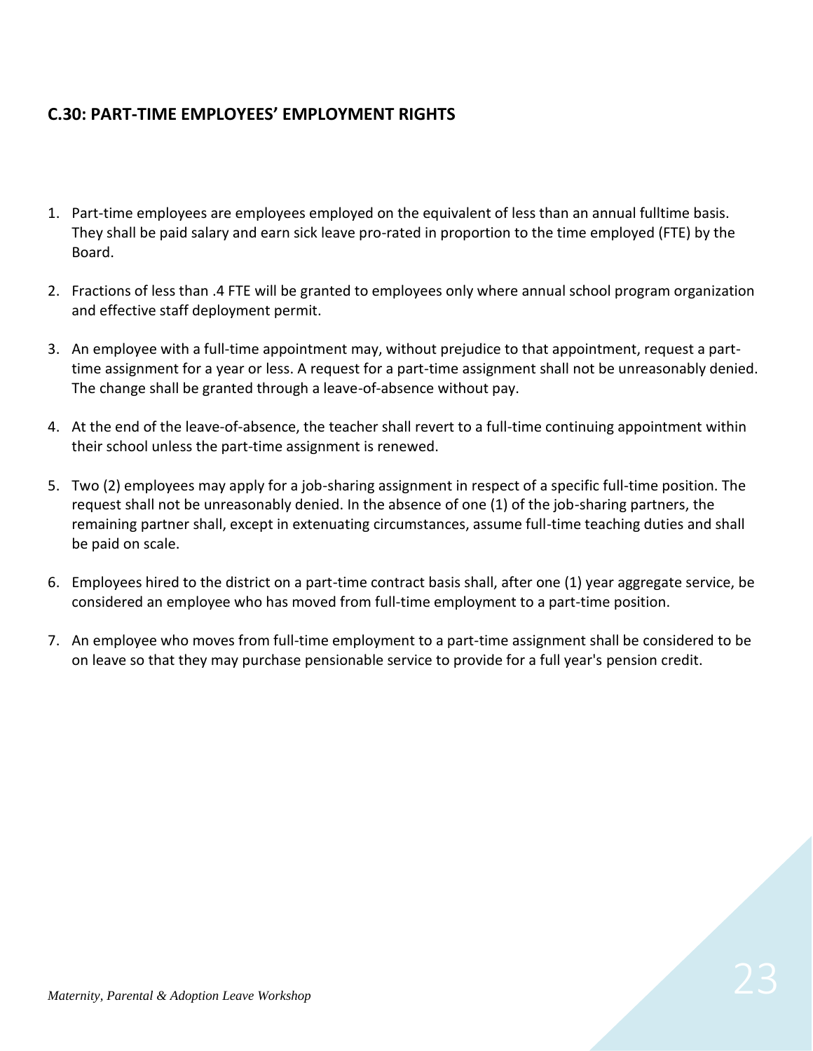## C.30: PART-TIME EMPLOYEES' EMPLOYMENT RIGHTS

1. Part-time employees are employees employed on the equivalent of less than an annual fulltime basis. They shall be paid salary and earn sick leave pro-rated in proportion to the time employed (FTE) by the Board.

2. Fractions of less than .4 FTE will be granted to employees only where annual school program organization and effective staff deployment permit.

3. An employee with a full-time appointment may, without prejudice to that appointment, request a part-time assignment for a year or less. A request for a part-time assignment shall not be unreasonably denied. The change shall be granted through a leave-of-absence without pay.

4. At the end of the leave-of-absence, the teacher shall revert to a full-time continuing appointment within their school unless the part-time assignment is renewed.

5. Two (2) employees may apply for a job-sharing assignment in respect of a specific full-time position. The request shall not be unreasonably denied. In the absence of one (1) of the job-sharing partners, the remaining partner shall, except in extenuating circumstances, assume full-time teaching duties and shall be paid on scale.

6. Employees hired to the district on a part-time contract basis shall, after one (1) year aggregate service, be considered an employee who has moved from full-time employment to a part-time position.

7. An employee who moves from full-time employment to a part-time assignment shall be considered to be on leave so that they may purchase pensionable service to provide for a full year's pension credit.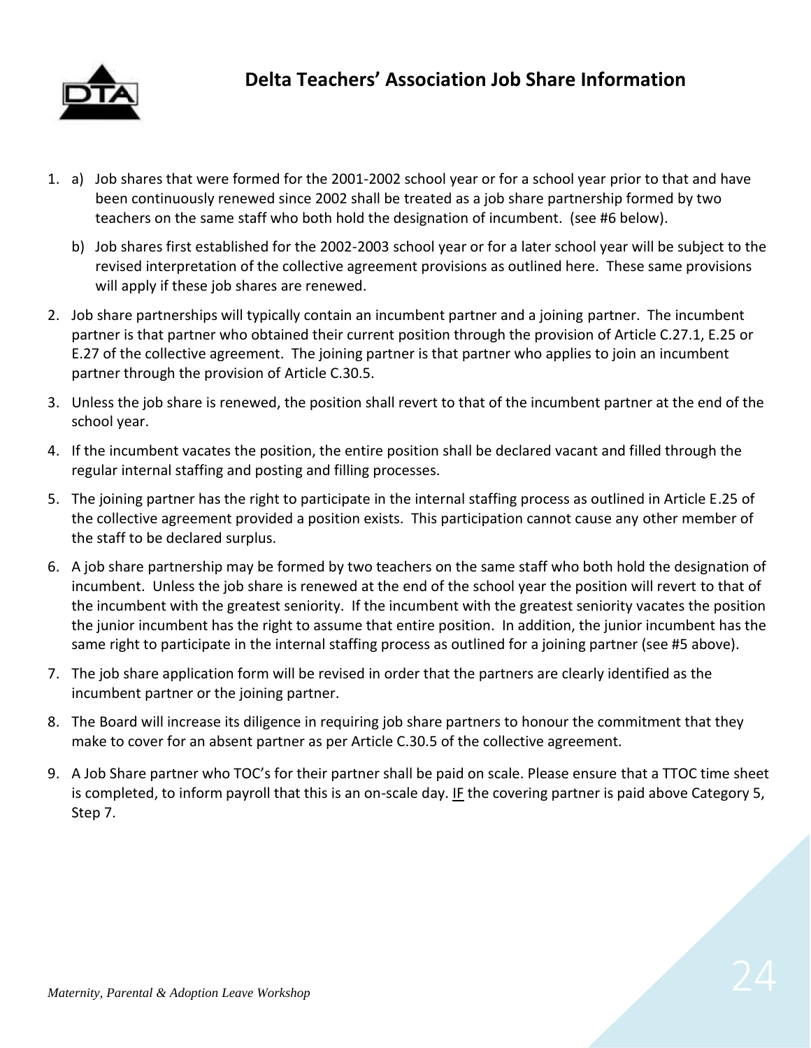# Delta Teachers' Association Job Share Information

1. a) Job shares that were formed for the 2001-2002 school year or for a school year prior to that and have been continuously renewed since 2002 shall be treated as a job share partnership formed by two teachers on the same staff who both hold the designation of incumbent. (see #6 below).

   b) Job shares first established for the 2002-2003 school year or for a later school year will be subject to the revised interpretation of the collective agreement provisions as outlined here. These same provisions will apply if these job shares are renewed.

2. Job share partnerships will typically contain an incumbent partner and a joining partner. The incumbent partner is that partner who obtained their current position through the provision of Article C.27.1, E.25 or E.27 of the collective agreement. The joining partner is that partner who applies to join an incumbent partner through the provision of Article C.30.5.

3. Unless the job share is renewed, the position shall revert to that of the incumbent partner at the end of the school year.

4. If the incumbent vacates the position, the entire position shall be declared vacant and filled through the regular internal staffing and posting and filling processes.

5. The joining partner has the right to participate in the internal staffing process as outlined in Article E.25 of the collective agreement provided a position exists. This participation cannot cause any other member of the staff to be declared surplus.

6. A job share partnership may be formed by two teachers on the same staff who both hold the designation of incumbent. Unless the job share is renewed at the end of the school year the position will revert to that of the incumbent with the greatest seniority. If the incumbent with the greatest seniority vacates the position the junior incumbent has the right to assume that entire position. In addition, the junior incumbent has the same right to participate in the internal staffing process as outlined for a joining partner (see #5 above).

7. The job share application form will be revised in order that the partners are clearly identified as the incumbent partner or the joining partner.

8. The Board will increase its diligence in requiring job share partners to honour the commitment that they make to cover for an absent partner as per Article C.30.5 of the collective agreement.

9. A Job Share partner who TOC's for their partner shall be paid on scale. Please ensure that a TTOC time sheet is completed, to inform payroll that this is an on-scale day. IF the covering partner is paid above Category 5, Step 7.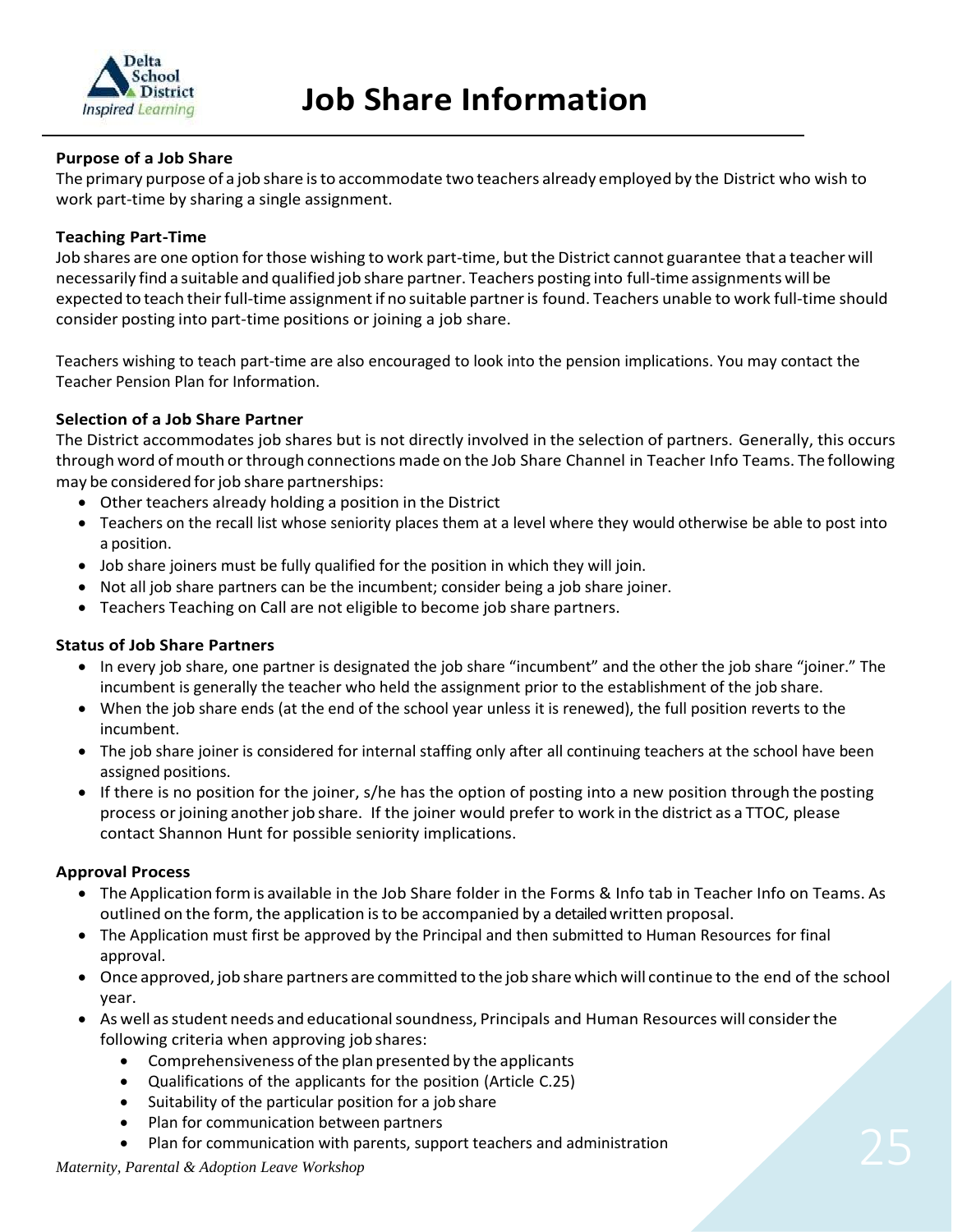# Job Share Information

**Purpose of a Job Share**

The primary purpose of a job share is to accommodate two teachers already employed by the District who wish to work part-time by sharing a single assignment.

**Teaching Part-Time**

Job shares are one option for those wishing to work part-time, but the District cannot guarantee that a teacher will necessarily find a suitable and qualified job share partner. Teachers posting into full-time assignments will be expected to teach their full-time assignment if no suitable partner is found. Teachers unable to work full-time should consider posting into part-time positions or joining a job share.

Teachers wishing to teach part-time are also encouraged to look into the pension implications. You may contact the Teacher Pension Plan for Information.

**Selection of a Job Share Partner**

The District accommodates job shares but is not directly involved in the selection of partners. Generally, this occurs through word of mouth or through connections made on the Job Share Channel in Teacher Info Teams. The following may be considered for job share partnerships:

- Other teachers already holding a position in the District
- Teachers on the recall list whose seniority places them at a level where they would otherwise be able to post into a position.
- Job share joiners must be fully qualified for the position in which they will join.
- Not all job share partners can be the incumbent; consider being a job share joiner.
- Teachers Teaching on Call are not eligible to become job share partners.

**Status of Job Share Partners**

- In every job share, one partner is designated the job share "incumbent" and the other the job share "joiner." The incumbent is generally the teacher who held the assignment prior to the establishment of the job share.
- When the job share ends (at the end of the school year unless it is renewed), the full position reverts to the incumbent.
- The job share joiner is considered for internal staffing only after all continuing teachers at the school have been assigned positions.
- If there is no position for the joiner, s/he has the option of posting into a new position through the posting process or joining another job share. If the joiner would prefer to work in the district as a TTOC, please contact Shannon Hunt for possible seniority implications.

**Approval Process**

- The Application form is available in the Job Share folder in the Forms & Info tab in Teacher Info on Teams. As outlined on the form, the application is to be accompanied by a detailed written proposal.
- The Application must first be approved by the Principal and then submitted to Human Resources for final approval.
- Once approved, job share partners are committed to the job share which will continue to the end of the school year.
- As well as student needs and educational soundness, Principals and Human Resources will consider the following criteria when approving job shares:
  - Comprehensiveness of the plan presented by the applicants
  - Qualifications of the applicants for the position (Article C.25)
  - Suitability of the particular position for a job share
  - Plan for communication between partners
  - Plan for communication with parents, support teachers and administration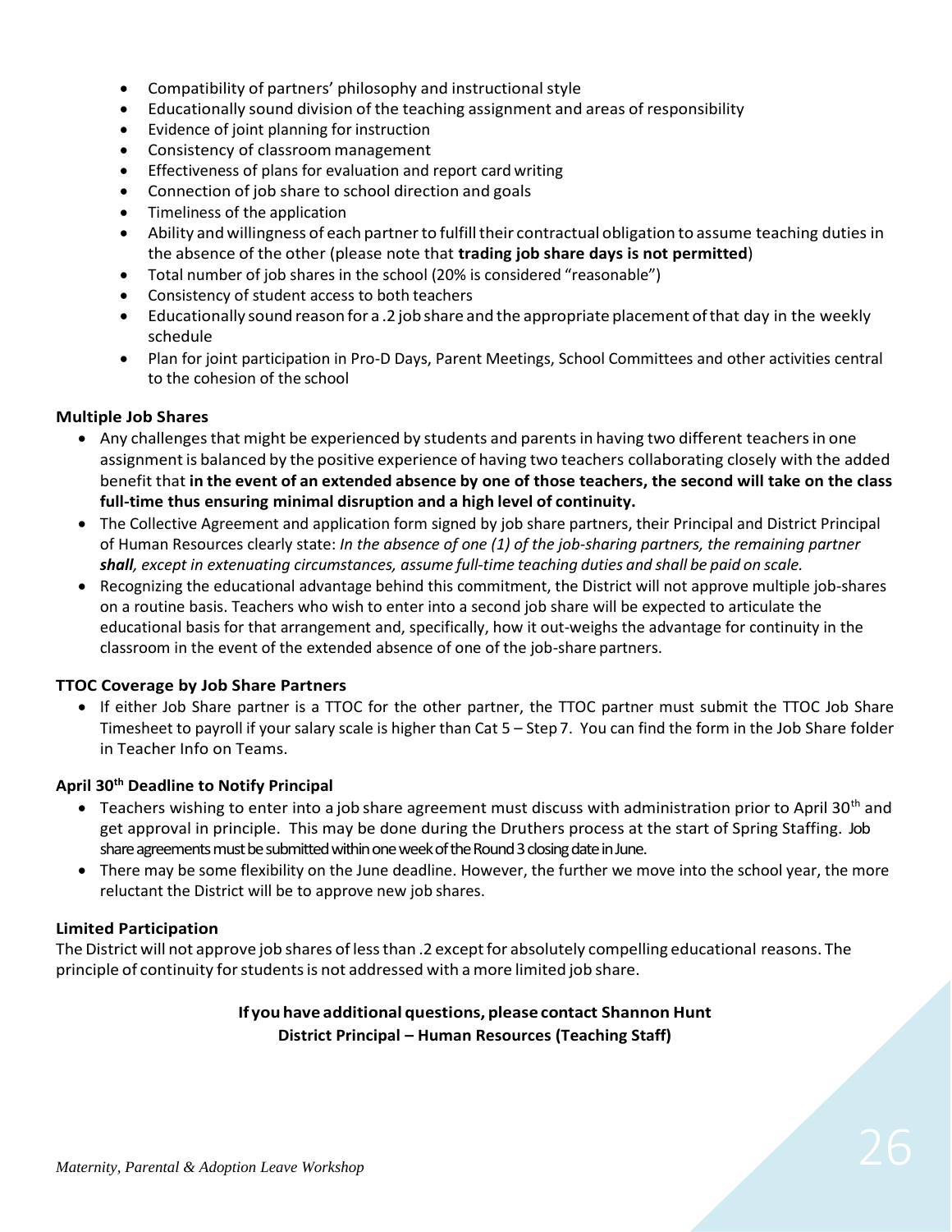- Compatibility of partners' philosophy and instructional style
- Educationally sound division of the teaching assignment and areas of responsibility
- Evidence of joint planning for instruction
- Consistency of classroom management
- Effectiveness of plans for evaluation and report card writing
- Connection of job share to school direction and goals
- Timeliness of the application
- Ability and willingness of each partner to fulfill their contractual obligation to assume teaching duties in the absence of the other (please note that **trading job share days is not permitted**)
- Total number of job shares in the school (20% is considered "reasonable")
- Consistency of student access to both teachers
- Educationally sound reason for a .2 job share and the appropriate placement of that day in the weekly schedule
- Plan for joint participation in Pro-D Days, Parent Meetings, School Committees and other activities central to the cohesion of the school

**Multiple Job Shares**

- Any challenges that might be experienced by students and parents in having two different teachers in one assignment is balanced by the positive experience of having two teachers collaborating closely with the added benefit that **in the event of an extended absence by one of those teachers, the second will take on the class full-time thus ensuring minimal disruption and a high level of continuity.**
- The Collective Agreement and application form signed by job share partners, their Principal and District Principal of Human Resources clearly state: *In the absence of one (1) of the job-sharing partners, the remaining partner **shall**, except in extenuating circumstances, assume full-time teaching duties and shall be paid on scale.*
- Recognizing the educational advantage behind this commitment, the District will not approve multiple job-shares on a routine basis. Teachers who wish to enter into a second job share will be expected to articulate the educational basis for that arrangement and, specifically, how it out-weighs the advantage for continuity in the classroom in the event of the extended absence of one of the job-share partners.

**TTOC Coverage by Job Share Partners**

- If either Job Share partner is a TTOC for the other partner, the TTOC partner must submit the TTOC Job Share Timesheet to payroll if your salary scale is higher than Cat 5 – Step 7. You can find the form in the Job Share folder in Teacher Info on Teams.

**April 30th Deadline to Notify Principal**

- Teachers wishing to enter into a job share agreement must discuss with administration prior to April 30th and get approval in principle. This may be done during the Druthers process at the start of Spring Staffing. Job share agreements must be submitted within one week of the Round 3 closing date in June.
- There may be some flexibility on the June deadline. However, the further we move into the school year, the more reluctant the District will be to approve new job shares.

**Limited Participation**

The District will not approve job shares of less than .2 except for absolutely compelling educational reasons. The principle of continuity for students is not addressed with a more limited job share.

**If you have additional questions, please contact Shannon Hunt**
**District Principal – Human Resources (Teaching Staff)**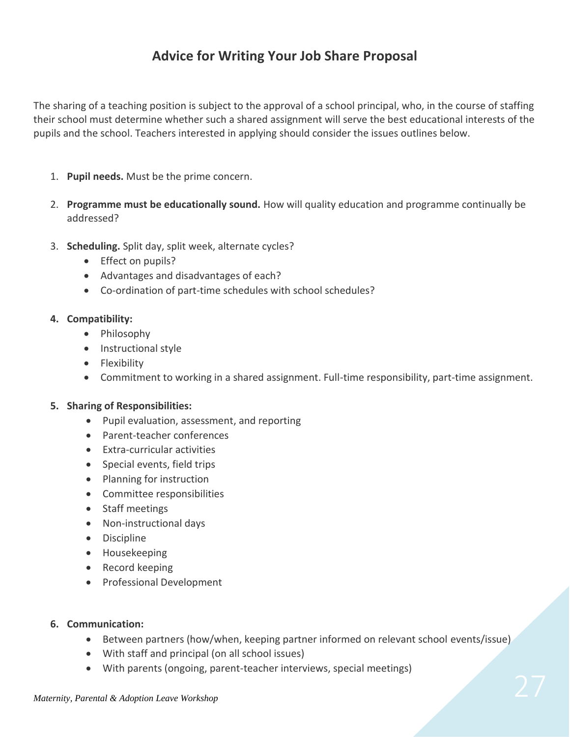## Advice for Writing Your Job Share Proposal

The sharing of a teaching position is subject to the approval of a school principal, who, in the course of staffing their school must determine whether such a shared assignment will serve the best educational interests of the pupils and the school. Teachers interested in applying should consider the issues outlines below.

1. **Pupil needs.** Must be the prime concern.

2. **Programme must be educationally sound.** How will quality education and programme continually be addressed?

3. **Scheduling.** Split day, split week, alternate cycles?
   - Effect on pupils?
   - Advantages and disadvantages of each?
   - Co-ordination of part-time schedules with school schedules?

4. **Compatibility:**
   - Philosophy
   - Instructional style
   - Flexibility
   - Commitment to working in a shared assignment. Full-time responsibility, part-time assignment.

5. **Sharing of Responsibilities:**
   - Pupil evaluation, assessment, and reporting
   - Parent-teacher conferences
   - Extra-curricular activities
   - Special events, field trips
   - Planning for instruction
   - Committee responsibilities
   - Staff meetings
   - Non-instructional days
   - Discipline
   - Housekeeping
   - Record keeping
   - Professional Development

6. **Communication:**
   - Between partners (how/when, keeping partner informed on relevant school events/issue)
   - With staff and principal (on all school issues)
   - With parents (ongoing, parent-teacher interviews, special meetings)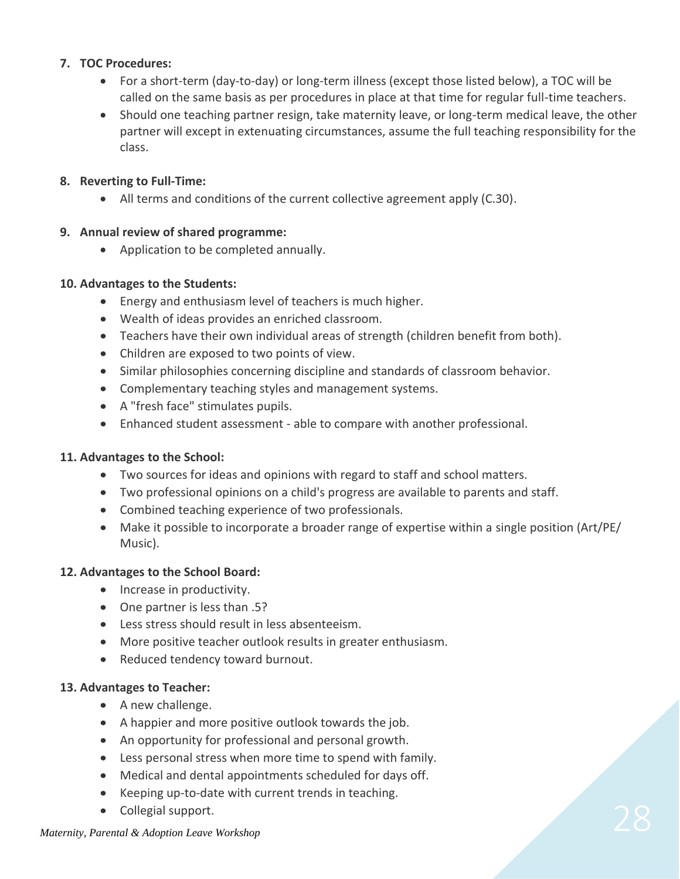7. **TOC Procedures:**
    - For a short-term (day-to-day) or long-term illness (except those listed below), a TOC will be called on the same basis as per procedures in place at that time for regular full-time teachers.
    - Should one teaching partner resign, take maternity leave, or long-term medical leave, the other partner will except in extenuating circumstances, assume the full teaching responsibility for the class.

8. **Reverting to Full-Time:**
    - All terms and conditions of the current collective agreement apply (C.30).

9. **Annual review of shared programme:**
    - Application to be completed annually.

10. **Advantages to the Students:**
    - Energy and enthusiasm level of teachers is much higher.
    - Wealth of ideas provides an enriched classroom.
    - Teachers have their own individual areas of strength (children benefit from both).
    - Children are exposed to two points of view.
    - Similar philosophies concerning discipline and standards of classroom behavior.
    - Complementary teaching styles and management systems.
    - A "fresh face" stimulates pupils.
    - Enhanced student assessment - able to compare with another professional.

11. **Advantages to the School:**
    - Two sources for ideas and opinions with regard to staff and school matters.
    - Two professional opinions on a child's progress are available to parents and staff.
    - Combined teaching experience of two professionals.
    - Make it possible to incorporate a broader range of expertise within a single position (Art/PE/ Music).

12. **Advantages to the School Board:**
    - Increase in productivity.
    - One partner is less than .5?
    - Less stress should result in less absenteeism.
    - More positive teacher outlook results in greater enthusiasm.
    - Reduced tendency toward burnout.

13. **Advantages to Teacher:**
    - A new challenge.
    - A happier and more positive outlook towards the job.
    - An opportunity for professional and personal growth.
    - Less personal stress when more time to spend with family.
    - Medical and dental appointments scheduled for days off.
    - Keeping up-to-date with current trends in teaching.
    - Collegial support.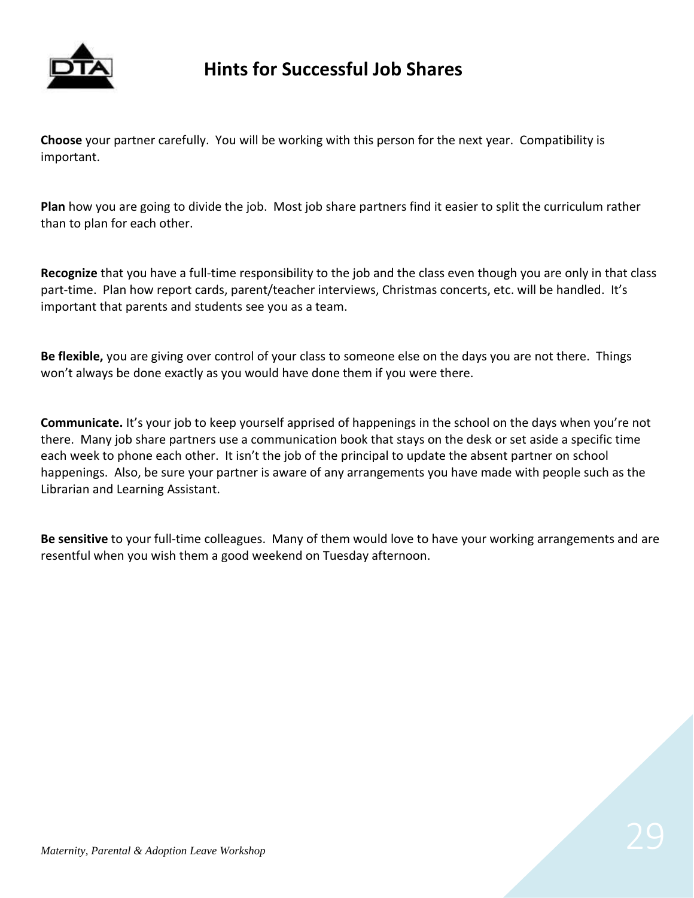# Hints for Successful Job Shares

**Choose** your partner carefully. You will be working with this person for the next year. Compatibility is important.

**Plan** how you are going to divide the job. Most job share partners find it easier to split the curriculum rather than to plan for each other.

**Recognize** that you have a full-time responsibility to the job and the class even though you are only in that class part-time. Plan how report cards, parent/teacher interviews, Christmas concerts, etc. will be handled. It's important that parents and students see you as a team.

**Be flexible,** you are giving over control of your class to someone else on the days you are not there. Things won't always be done exactly as you would have done them if you were there.

**Communicate.** It's your job to keep yourself apprised of happenings in the school on the days when you're not there. Many job share partners use a communication book that stays on the desk or set aside a specific time each week to phone each other. It isn't the job of the principal to update the absent partner on school happenings. Also, be sure your partner is aware of any arrangements you have made with people such as the Librarian and Learning Assistant.

**Be sensitive** to your full-time colleagues. Many of them would love to have your working arrangements and are resentful when you wish them a good weekend on Tuesday afternoon.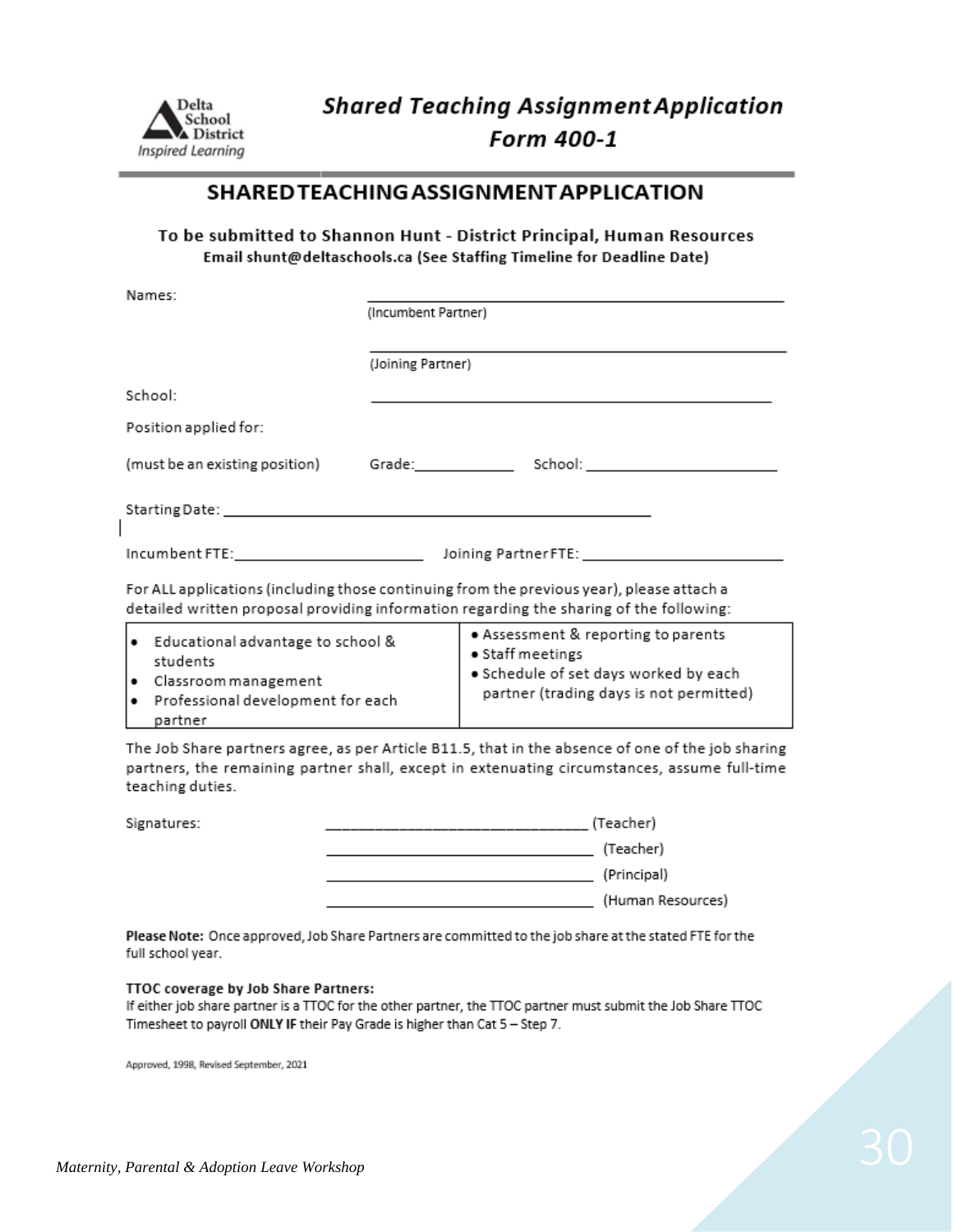Delta School District
*Inspired Learning*

# *Shared Teaching Assignment Application Form 400-1*

## SHARED TEACHING ASSIGNMENT APPLICATION

**To be submitted to Shannon Hunt - District Principal, Human Resources**
**Email shunt@deltaschools.ca (See Staffing Timeline for Deadline Date)**

Names: ______________________________ (Incumbent Partner)

______________________________ (Joining Partner)

School: ______________________________

Position applied for:

(must be an existing position) Grade:__________ School: ____________________

Starting Date: ______________________________

Incumbent FTE:____________________ Joining Partner FTE: ____________________

For ALL applications (including those continuing from the previous year), please attach a detailed written proposal providing information regarding the sharing of the following:

| | |
|---|---|
| • Educational advantage to school & students<br>• Classroom management<br>• Professional development for each partner | • Assessment & reporting to parents<br>• Staff meetings<br>• Schedule of set days worked by each partner (trading days is not permitted) |

The Job Share partners agree, as per Article B11.5, that in the absence of one of the job sharing partners, the remaining partner shall, except in extenuating circumstances, assume full-time teaching duties.

Signatures: ______________________________ (Teacher)

______________________________ (Teacher)

______________________________ (Principal)

______________________________ (Human Resources)

**Please Note:** Once approved, Job Share Partners are committed to the job share at the stated FTE for the full school year.

**TTOC coverage by Job Share Partners:**
If either job share partner is a TTOC for the other partner, the TTOC partner must submit the Job Share TTOC Timesheet to payroll **ONLY IF** their Pay Grade is higher than Cat 5 – Step 7.

Approved, 1998, Revised September, 2021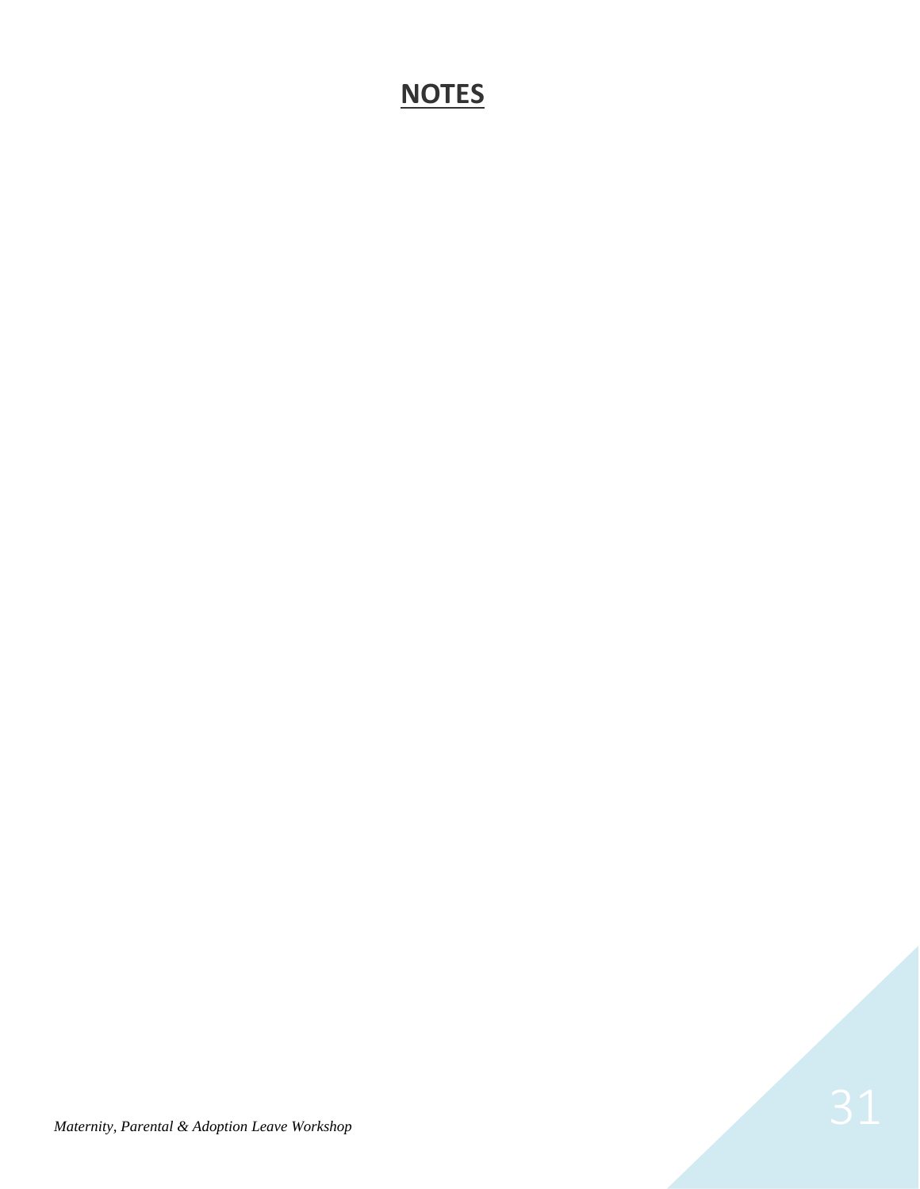# NOTES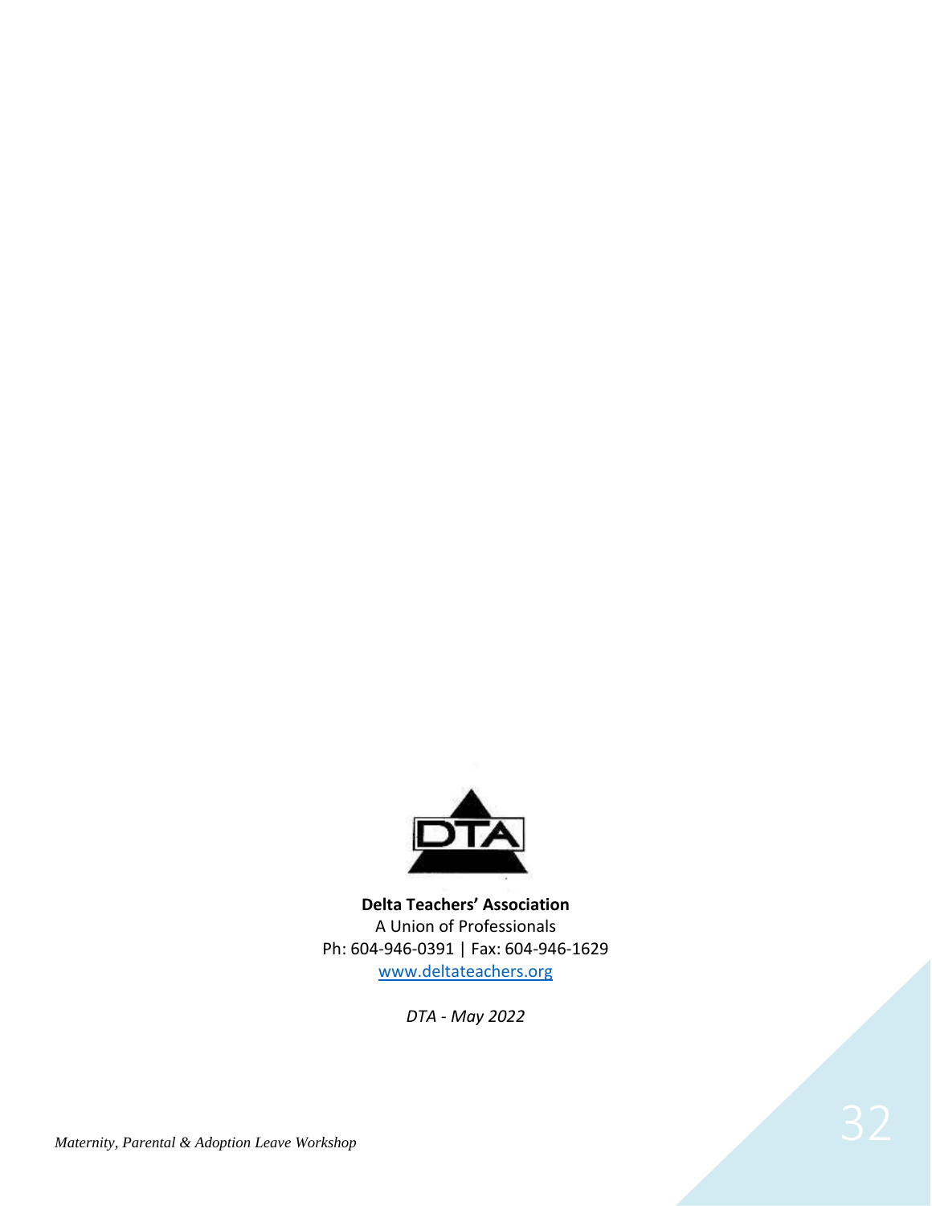DTA

**Delta Teachers' Association**
A Union of Professionals
Ph: 604-946-0391 | Fax: 604-946-1629
www.deltateachers.org

*DTA - May 2022*